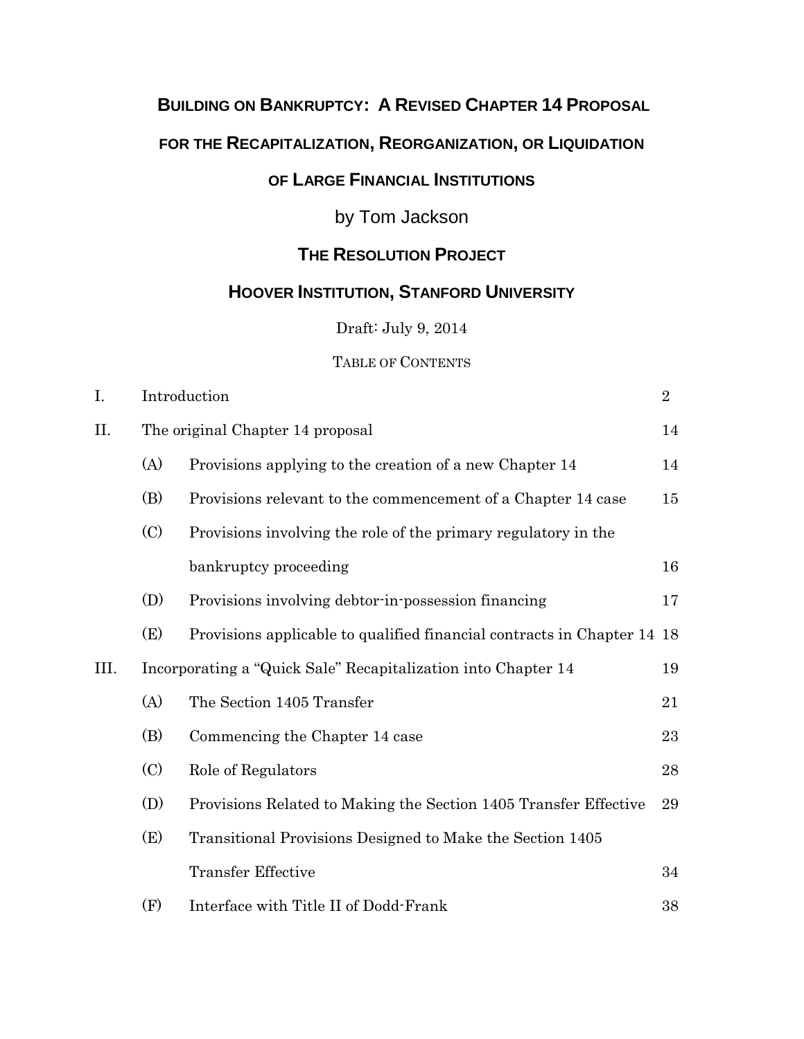# BUILDING ON BANKRUPTCY: A REVISED CHAPTER 14 PROPOSAL FOR THE RECAPITALIZATION, REORGANIZATION, OR LIQUIDATION OF LARGE FINANCIAL INSTITUTIONS

by Tom Jackson

**THE RESOLUTION PROJECT**

**HOOVER INSTITUTION, STANFORD UNIVERSITY**

Draft: July 9, 2014

TABLE OF CONTENTS

| | | | |
|---|---|---|---|
| I. | Introduction | | 2 |
| II. | The original Chapter 14 proposal | | 14 |
| | (A) | Provisions applying to the creation of a new Chapter 14 | 14 |
| | (B) | Provisions relevant to the commencement of a Chapter 14 case | 15 |
| | (C) | Provisions involving the role of the primary regulatory in the bankruptcy proceeding | 16 |
| | (D) | Provisions involving debtor-in-possession financing | 17 |
| | (E) | Provisions applicable to qualified financial contracts in Chapter 14 | 18 |
| III. | Incorporating a "Quick Sale" Recapitalization into Chapter 14 | | 19 |
| | (A) | The Section 1405 Transfer | 21 |
| | (B) | Commencing the Chapter 14 case | 23 |
| | (C) | Role of Regulators | 28 |
| | (D) | Provisions Related to Making the Section 1405 Transfer Effective | 29 |
| | (E) | Transitional Provisions Designed to Make the Section 1405 Transfer Effective | 34 |
| | (F) | Interface with Title II of Dodd-Frank | 38 |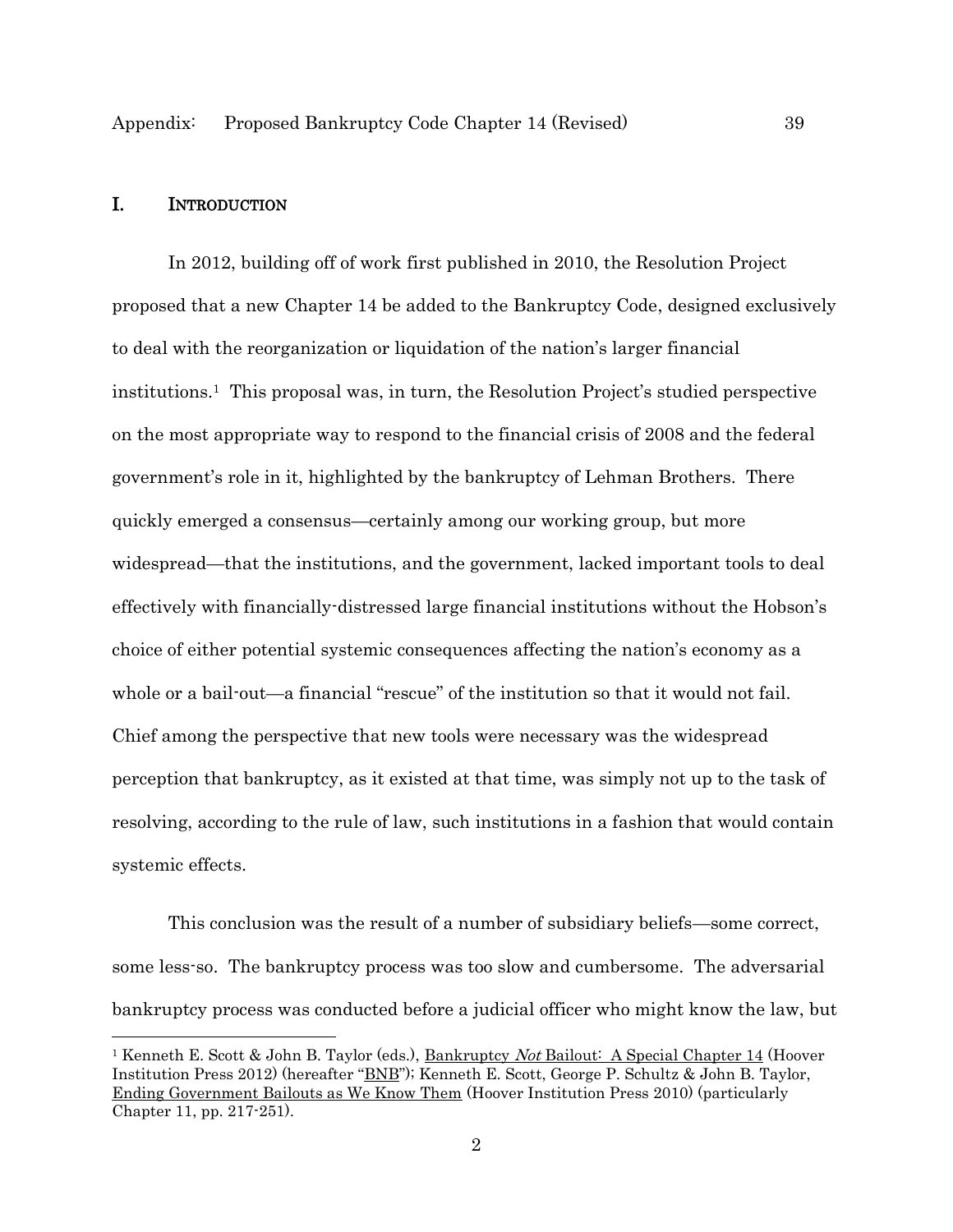## I. INTRODUCTION

In 2012, building off of work first published in 2010, the Resolution Project proposed that a new Chapter 14 be added to the Bankruptcy Code, designed exclusively to deal with the reorganization or liquidation of the nation's larger financial institutions.[1] This proposal was, in turn, the Resolution Project's studied perspective on the most appropriate way to respond to the financial crisis of 2008 and the federal government's role in it, highlighted by the bankruptcy of Lehman Brothers. There quickly emerged a consensus—certainly among our working group, but more widespread—that the institutions, and the government, lacked important tools to deal effectively with financially-distressed large financial institutions without the Hobson's choice of either potential systemic consequences affecting the nation's economy as a whole or a bail-out—a financial "rescue" of the institution so that it would not fail. Chief among the perspective that new tools were necessary was the widespread perception that bankruptcy, as it existed at that time, was simply not up to the task of resolving, according to the rule of law, such institutions in a fashion that would contain systemic effects.

This conclusion was the result of a number of subsidiary beliefs—some correct, some less-so. The bankruptcy process was too slow and cumbersome. The adversarial bankruptcy process was conducted before a judicial officer who might know the law, but

---

[1] Kenneth E. Scott & John B. Taylor (eds.), Bankruptcy *Not* Bailout: A Special Chapter 14 (Hoover Institution Press 2012) (hereafter "BNB"); Kenneth E. Scott, George P. Schultz & John B. Taylor, Ending Government Bailouts as We Know Them (Hoover Institution Press 2010) (particularly Chapter 11, pp. 217-251).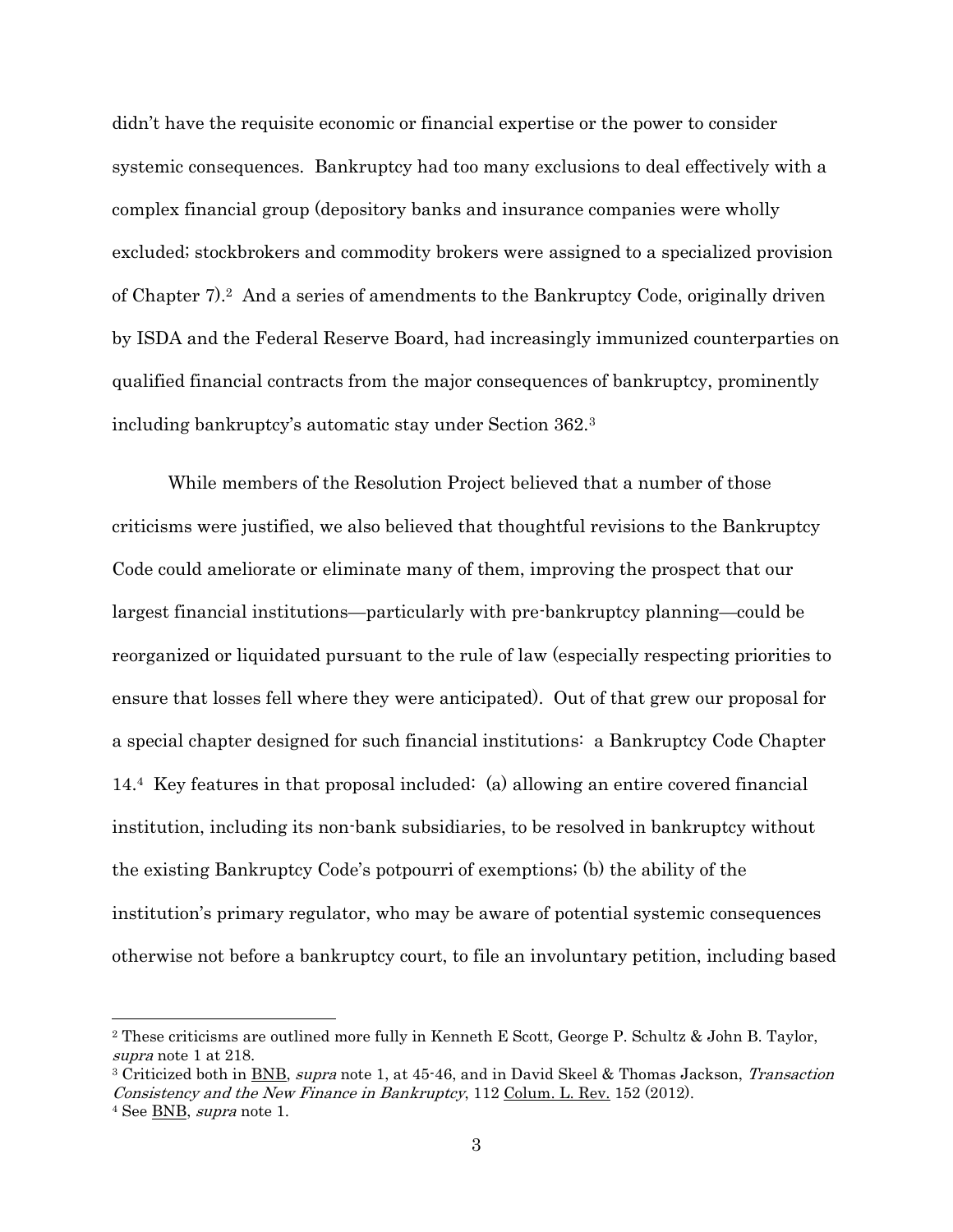didn't have the requisite economic or financial expertise or the power to consider systemic consequences. Bankruptcy had too many exclusions to deal effectively with a complex financial group (depository banks and insurance companies were wholly excluded; stockbrokers and commodity brokers were assigned to a specialized provision of Chapter 7).[2] And a series of amendments to the Bankruptcy Code, originally driven by ISDA and the Federal Reserve Board, had increasingly immunized counterparties on qualified financial contracts from the major consequences of bankruptcy, prominently including bankruptcy's automatic stay under Section 362.[3]

While members of the Resolution Project believed that a number of those criticisms were justified, we also believed that thoughtful revisions to the Bankruptcy Code could ameliorate or eliminate many of them, improving the prospect that our largest financial institutions—particularly with pre-bankruptcy planning—could be reorganized or liquidated pursuant to the rule of law (especially respecting priorities to ensure that losses fell where they were anticipated). Out of that grew our proposal for a special chapter designed for such financial institutions: a Bankruptcy Code Chapter 14.[4] Key features in that proposal included: (a) allowing an entire covered financial institution, including its non-bank subsidiaries, to be resolved in bankruptcy without the existing Bankruptcy Code's potpourri of exemptions; (b) the ability of the institution's primary regulator, who may be aware of potential systemic consequences otherwise not before a bankruptcy court, to file an involuntary petition, including based

---

[2] These criticisms are outlined more fully in Kenneth E Scott, George P. Schultz & John B. Taylor, *supra* note 1 at 218.

[3] Criticized both in BNB, *supra* note 1, at 45-46, and in David Skeel & Thomas Jackson, *Transaction Consistency and the New Finance in Bankruptcy*, 112 Colum. L. Rev. 152 (2012).

[4] See BNB, *supra* note 1.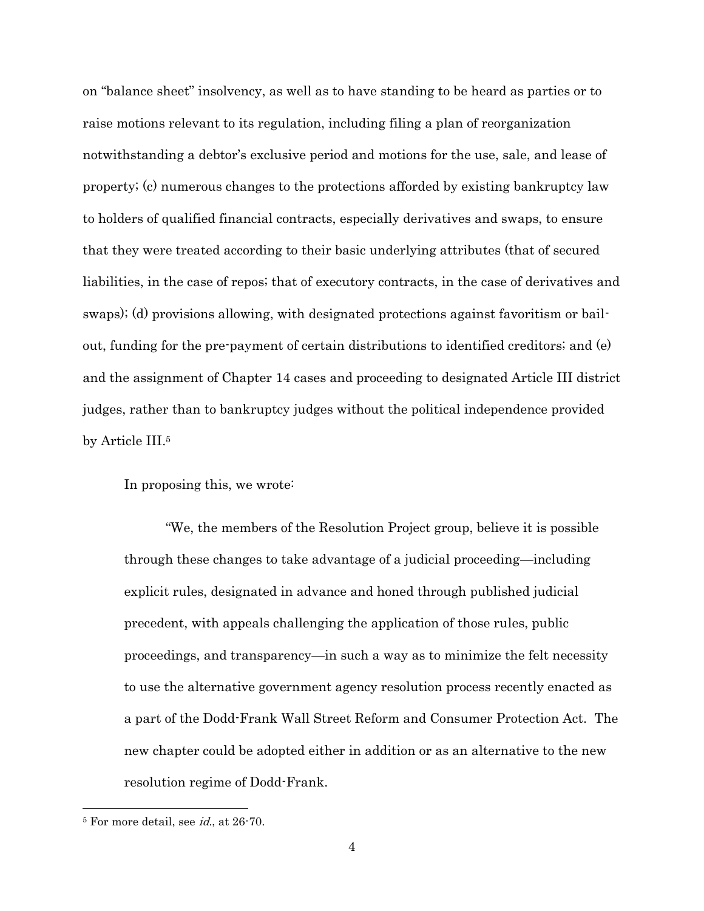on "balance sheet" insolvency, as well as to have standing to be heard as parties or to raise motions relevant to its regulation, including filing a plan of reorganization notwithstanding a debtor's exclusive period and motions for the use, sale, and lease of property; (c) numerous changes to the protections afforded by existing bankruptcy law to holders of qualified financial contracts, especially derivatives and swaps, to ensure that they were treated according to their basic underlying attributes (that of secured liabilities, in the case of repos; that of executory contracts, in the case of derivatives and swaps); (d) provisions allowing, with designated protections against favoritism or bail-out, funding for the pre-payment of certain distributions to identified creditors; and (e) and the assignment of Chapter 14 cases and proceeding to designated Article III district judges, rather than to bankruptcy judges without the political independence provided by Article III.[5]

In proposing this, we wrote:

> "We, the members of the Resolution Project group, believe it is possible through these changes to take advantage of a judicial proceeding—including explicit rules, designated in advance and honed through published judicial precedent, with appeals challenging the application of those rules, public proceedings, and transparency—in such a way as to minimize the felt necessity to use the alternative government agency resolution process recently enacted as a part of the Dodd-Frank Wall Street Reform and Consumer Protection Act. The new chapter could be adopted either in addition or as an alternative to the new resolution regime of Dodd-Frank.

[5] For more detail, see *id.*, at 26-70.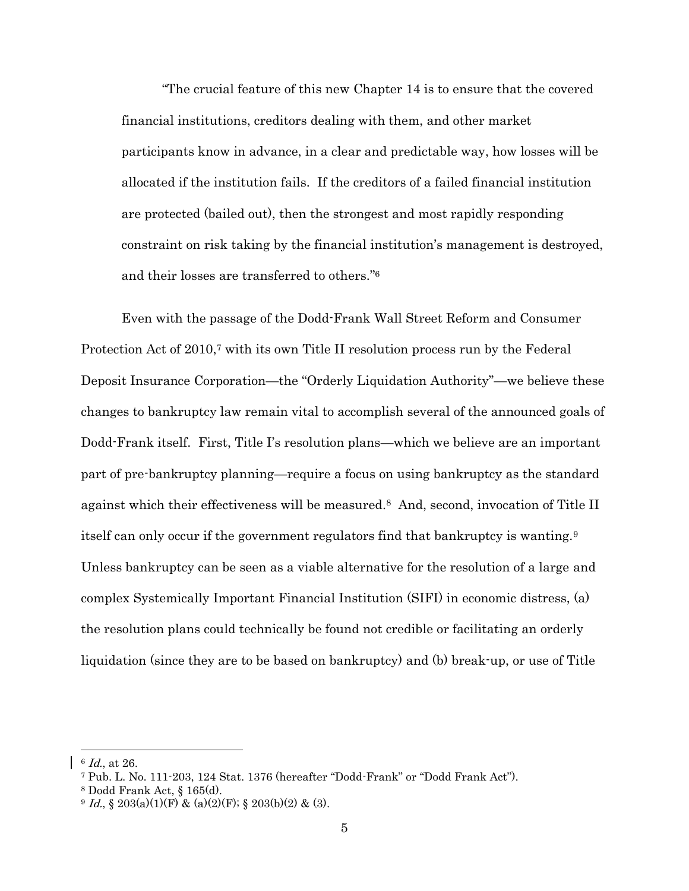> "The crucial feature of this new Chapter 14 is to ensure that the covered financial institutions, creditors dealing with them, and other market participants know in advance, in a clear and predictable way, how losses will be allocated if the institution fails. If the creditors of a failed financial institution are protected (bailed out), then the strongest and most rapidly responding constraint on risk taking by the financial institution's management is destroyed, and their losses are transferred to others."[6]

Even with the passage of the Dodd-Frank Wall Street Reform and Consumer Protection Act of 2010,[7] with its own Title II resolution process run by the Federal Deposit Insurance Corporation—the "Orderly Liquidation Authority"—we believe these changes to bankruptcy law remain vital to accomplish several of the announced goals of Dodd-Frank itself. First, Title I's resolution plans—which we believe are an important part of pre-bankruptcy planning—require a focus on using bankruptcy as the standard against which their effectiveness will be measured.[8] And, second, invocation of Title II itself can only occur if the government regulators find that bankruptcy is wanting.[9] Unless bankruptcy can be seen as a viable alternative for the resolution of a large and complex Systemically Important Financial Institution (SIFI) in economic distress, (a) the resolution plans could technically be found not credible or facilitating an orderly liquidation (since they are to be based on bankruptcy) and (b) break-up, or use of Title

---

[6] *Id.*, at 26.

[7] Pub. L. No. 111-203, 124 Stat. 1376 (hereafter "Dodd-Frank" or "Dodd Frank Act").

[8] Dodd Frank Act, § 165(d).

[9] *Id.*, § 203(a)(1)(F) & (a)(2)(F); § 203(b)(2) & (3).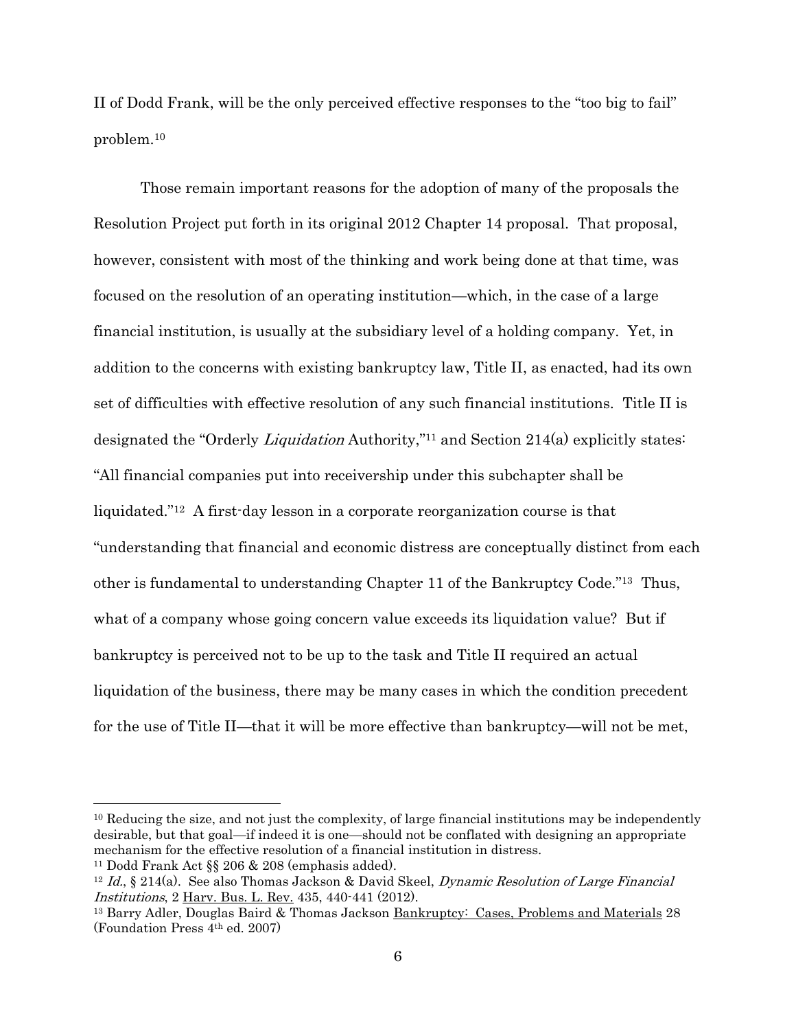II of Dodd Frank, will be the only perceived effective responses to the "too big to fail" problem.[10]

Those remain important reasons for the adoption of many of the proposals the Resolution Project put forth in its original 2012 Chapter 14 proposal. That proposal, however, consistent with most of the thinking and work being done at that time, was focused on the resolution of an operating institution—which, in the case of a large financial institution, is usually at the subsidiary level of a holding company. Yet, in addition to the concerns with existing bankruptcy law, Title II, as enacted, had its own set of difficulties with effective resolution of any such financial institutions. Title II is designated the "Orderly *Liquidation* Authority,"[11] and Section 214(a) explicitly states: "All financial companies put into receivership under this subchapter shall be liquidated."[12] A first-day lesson in a corporate reorganization course is that "understanding that financial and economic distress are conceptually distinct from each other is fundamental to understanding Chapter 11 of the Bankruptcy Code."[13] Thus, what of a company whose going concern value exceeds its liquidation value? But if bankruptcy is perceived not to be up to the task and Title II required an actual liquidation of the business, there may be many cases in which the condition precedent for the use of Title II—that it will be more effective than bankruptcy—will not be met,

---

[10] Reducing the size, and not just the complexity, of large financial institutions may be independently desirable, but that goal—if indeed it is one—should not be conflated with designing an appropriate mechanism for the effective resolution of a financial institution in distress.

[11] Dodd Frank Act §§ 206 & 208 (emphasis added).

[12] *Id.*, § 214(a). See also Thomas Jackson & David Skeel, *Dynamic Resolution of Large Financial Institutions*, 2 Harv. Bus. L. Rev. 435, 440-441 (2012).

[13] Barry Adler, Douglas Baird & Thomas Jackson Bankruptcy: Cases, Problems and Materials 28 (Foundation Press 4th ed. 2007)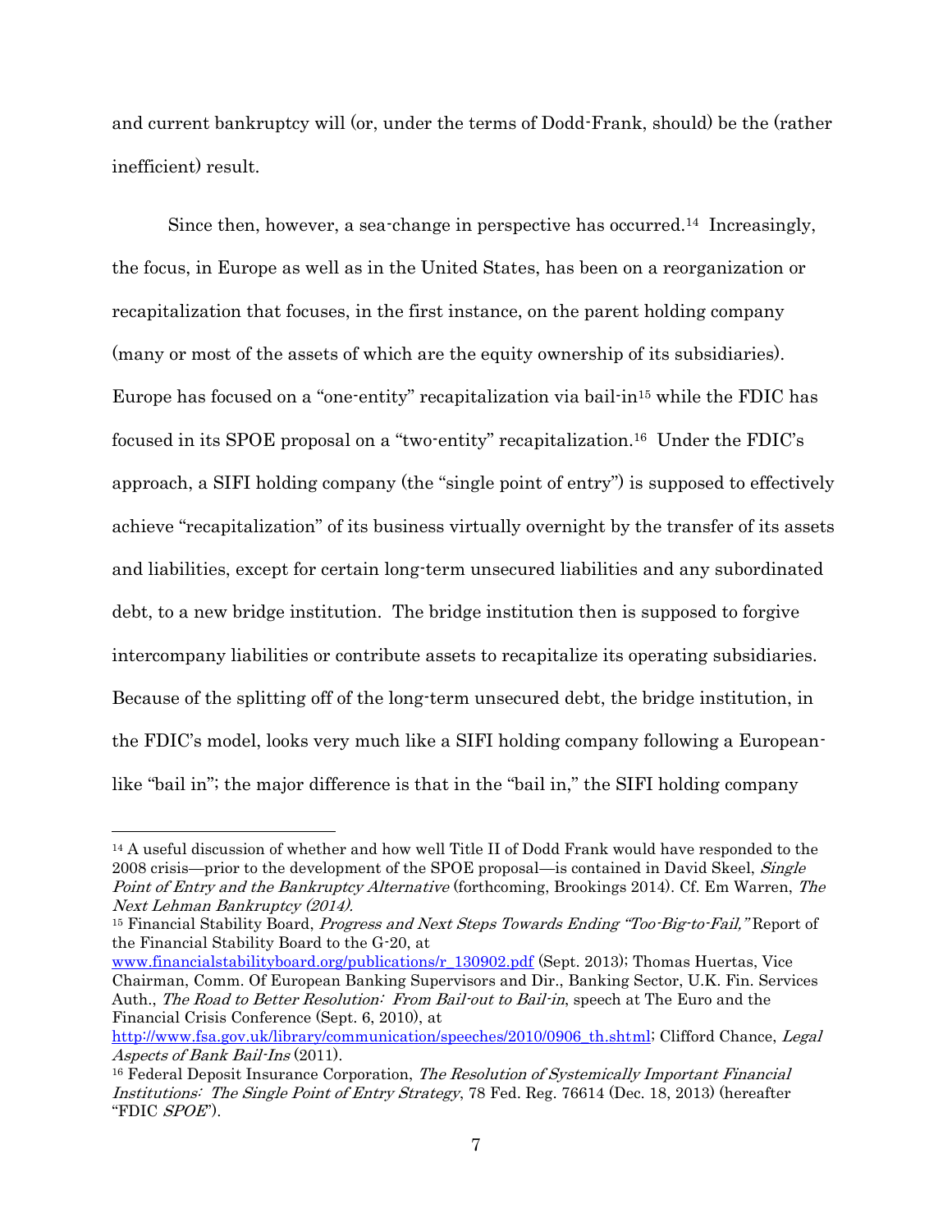and current bankruptcy will (or, under the terms of Dodd-Frank, should) be the (rather inefficient) result.

Since then, however, a sea-change in perspective has occurred.[14] Increasingly, the focus, in Europe as well as in the United States, has been on a reorganization or recapitalization that focuses, in the first instance, on the parent holding company (many or most of the assets of which are the equity ownership of its subsidiaries). Europe has focused on a "one-entity" recapitalization via bail-in[15] while the FDIC has focused in its SPOE proposal on a "two-entity" recapitalization.[16] Under the FDIC's approach, a SIFI holding company (the "single point of entry") is supposed to effectively achieve "recapitalization" of its business virtually overnight by the transfer of its assets and liabilities, except for certain long-term unsecured liabilities and any subordinated debt, to a new bridge institution. The bridge institution then is supposed to forgive intercompany liabilities or contribute assets to recapitalize its operating subsidiaries. Because of the splitting off of the long-term unsecured debt, the bridge institution, in the FDIC's model, looks very much like a SIFI holding company following a European-like "bail in"; the major difference is that in the "bail in," the SIFI holding company

---

[14] A useful discussion of whether and how well Title II of Dodd Frank would have responded to the 2008 crisis—prior to the development of the SPOE proposal—is contained in David Skeel, *Single Point of Entry and the Bankruptcy Alternative* (forthcoming, Brookings 2014). Cf. Em Warren, *The Next Lehman Bankruptcy (2014).*

[15] Financial Stability Board, *Progress and Next Steps Towards Ending "Too-Big-to-Fail,"* Report of the Financial Stability Board to the G-20, at www.financialstabilityboard.org/publications/r_130902.pdf (Sept. 2013); Thomas Huertas, Vice Chairman, Comm. Of European Banking Supervisors and Dir., Banking Sector, U.K. Fin. Services Auth., *The Road to Better Resolution: From Bail-out to Bail-in*, speech at The Euro and the Financial Crisis Conference (Sept. 6, 2010), at http://www.fsa.gov.uk/library/communication/speeches/2010/0906_th.shtml; Clifford Chance, *Legal Aspects of Bank Bail-Ins* (2011).

[16] Federal Deposit Insurance Corporation, *The Resolution of Systemically Important Financial Institutions: The Single Point of Entry Strategy*, 78 Fed. Reg. 76614 (Dec. 18, 2013) (hereafter "FDIC *SPOE*").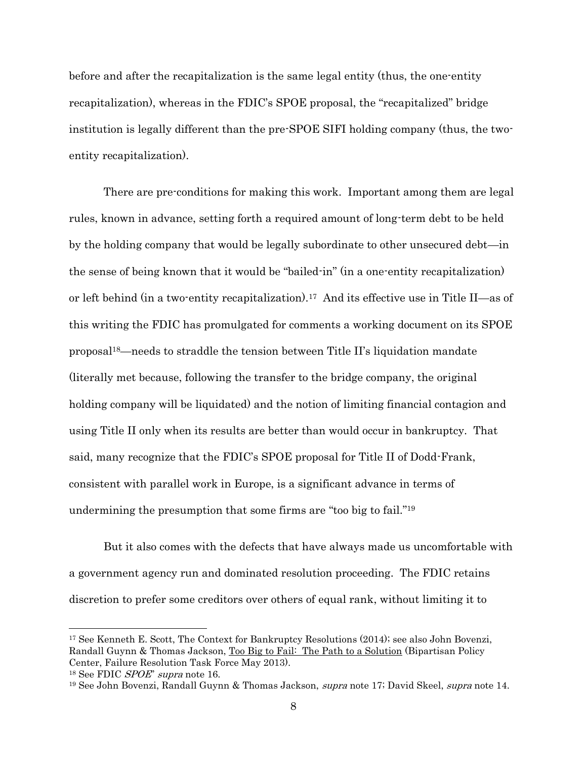before and after the recapitalization is the same legal entity (thus, the one-entity recapitalization), whereas in the FDIC's SPOE proposal, the "recapitalized" bridge institution is legally different than the pre-SPOE SIFI holding company (thus, the two-entity recapitalization).

There are pre-conditions for making this work. Important among them are legal rules, known in advance, setting forth a required amount of long-term debt to be held by the holding company that would be legally subordinate to other unsecured debt—in the sense of being known that it would be "bailed-in" (in a one-entity recapitalization) or left behind (in a two-entity recapitalization).[17] And its effective use in Title II—as of this writing the FDIC has promulgated for comments a working document on its SPOE proposal[18]—needs to straddle the tension between Title II's liquidation mandate (literally met because, following the transfer to the bridge company, the original holding company will be liquidated) and the notion of limiting financial contagion and using Title II only when its results are better than would occur in bankruptcy. That said, many recognize that the FDIC's SPOE proposal for Title II of Dodd-Frank, consistent with parallel work in Europe, is a significant advance in terms of undermining the presumption that some firms are "too big to fail."[19]

But it also comes with the defects that have always made us uncomfortable with a government agency run and dominated resolution proceeding. The FDIC retains discretion to prefer some creditors over others of equal rank, without limiting it to

---

[17] See Kenneth E. Scott, The Context for Bankruptcy Resolutions (2014); see also John Bovenzi, Randall Guynn & Thomas Jackson, Too Big to Fail: The Path to a Solution (Bipartisan Policy Center, Failure Resolution Task Force May 2013).

[18] See FDIC *SPOE*" *supra* note 16.

[19] See John Bovenzi, Randall Guynn & Thomas Jackson, *supra* note 17; David Skeel, *supra* note 14.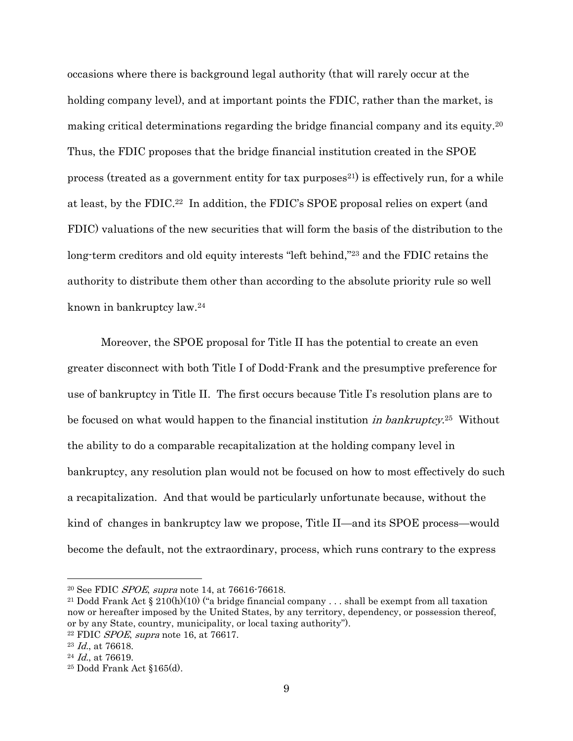occasions where there is background legal authority (that will rarely occur at the holding company level), and at important points the FDIC, rather than the market, is making critical determinations regarding the bridge financial company and its equity.[20] Thus, the FDIC proposes that the bridge financial institution created in the SPOE process (treated as a government entity for tax purposes[21]) is effectively run, for a while at least, by the FDIC.[22] In addition, the FDIC's SPOE proposal relies on expert (and FDIC) valuations of the new securities that will form the basis of the distribution to the long-term creditors and old equity interests "left behind,"[23] and the FDIC retains the authority to distribute them other than according to the absolute priority rule so well known in bankruptcy law.[24]

Moreover, the SPOE proposal for Title II has the potential to create an even greater disconnect with both Title I of Dodd-Frank and the presumptive preference for use of bankruptcy in Title II. The first occurs because Title I's resolution plans are to be focused on what would happen to the financial institution *in bankruptcy*.[25] Without the ability to do a comparable recapitalization at the holding company level in bankruptcy, any resolution plan would not be focused on how to most effectively do such a recapitalization. And that would be particularly unfortunate because, without the kind of changes in bankruptcy law we propose, Title II—and its SPOE process—would become the default, not the extraordinary, process, which runs contrary to the express

---

[20] See FDIC *SPOE*, *supra* note 14, at 76616-76618.

[21] Dodd Frank Act § 210(h)(10) ("a bridge financial company . . . shall be exempt from all taxation now or hereafter imposed by the United States, by any territory, dependency, or possession thereof, or by any State, country, municipality, or local taxing authority").

[22] FDIC *SPOE*, *supra* note 16, at 76617.

[23] *Id.*, at 76618.

[24] *Id.*, at 76619.

[25] Dodd Frank Act §165(d).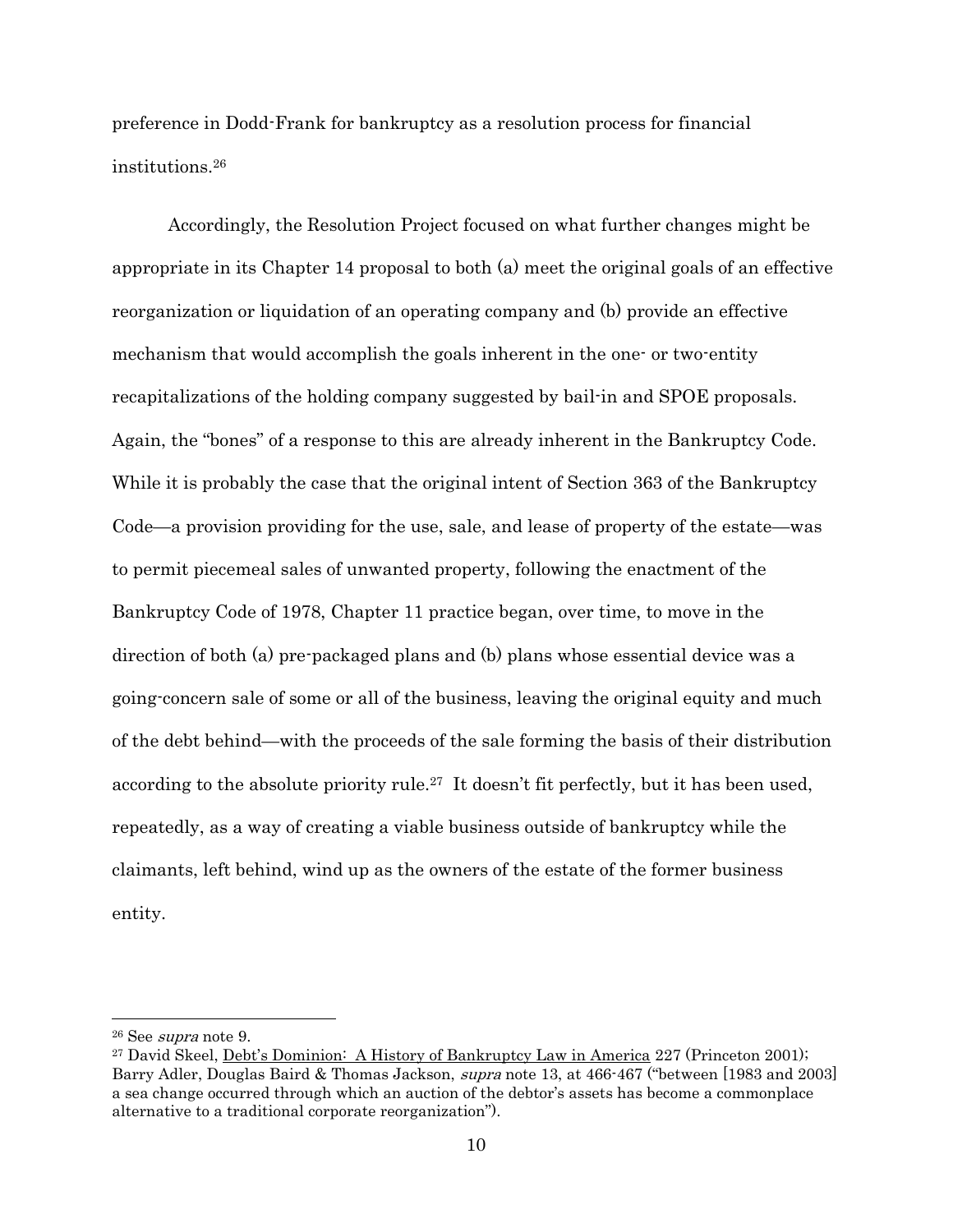preference in Dodd-Frank for bankruptcy as a resolution process for financial institutions.[26]

Accordingly, the Resolution Project focused on what further changes might be appropriate in its Chapter 14 proposal to both (a) meet the original goals of an effective reorganization or liquidation of an operating company and (b) provide an effective mechanism that would accomplish the goals inherent in the one- or two-entity recapitalizations of the holding company suggested by bail-in and SPOE proposals. Again, the "bones" of a response to this are already inherent in the Bankruptcy Code. While it is probably the case that the original intent of Section 363 of the Bankruptcy Code—a provision providing for the use, sale, and lease of property of the estate—was to permit piecemeal sales of unwanted property, following the enactment of the Bankruptcy Code of 1978, Chapter 11 practice began, over time, to move in the direction of both (a) pre-packaged plans and (b) plans whose essential device was a going-concern sale of some or all of the business, leaving the original equity and much of the debt behind—with the proceeds of the sale forming the basis of their distribution according to the absolute priority rule.[27] It doesn't fit perfectly, but it has been used, repeatedly, as a way of creating a viable business outside of bankruptcy while the claimants, left behind, wind up as the owners of the estate of the former business entity.

---

[26] See *supra* note 9.

[27] David Skeel, Debt's Dominion: A History of Bankruptcy Law in America 227 (Princeton 2001); Barry Adler, Douglas Baird & Thomas Jackson, *supra* note 13, at 466-467 ("between [1983 and 2003] a sea change occurred through which an auction of the debtor's assets has become a commonplace alternative to a traditional corporate reorganization").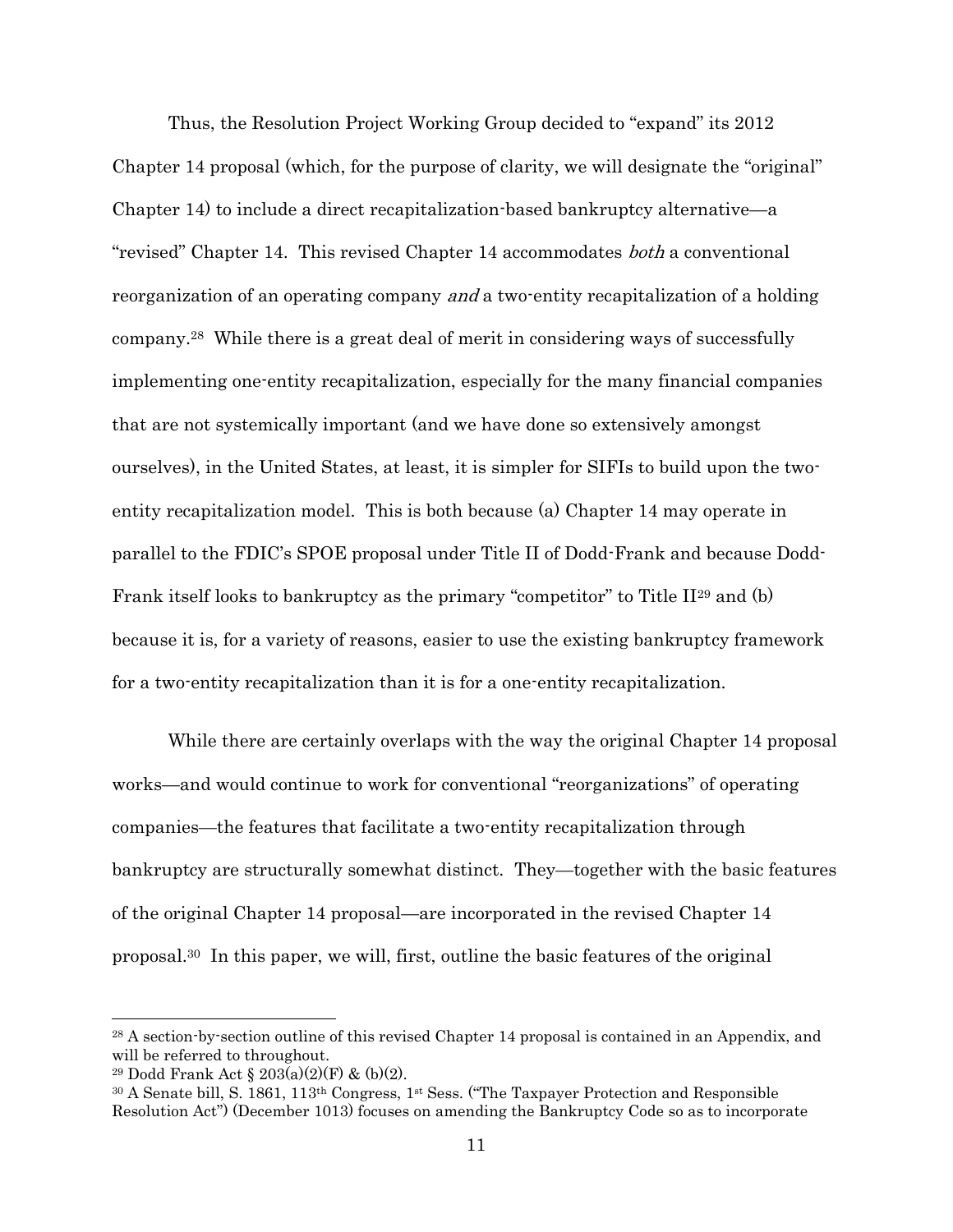Thus, the Resolution Project Working Group decided to "expand" its 2012 Chapter 14 proposal (which, for the purpose of clarity, we will designate the "original" Chapter 14) to include a direct recapitalization-based bankruptcy alternative—a "revised" Chapter 14. This revised Chapter 14 accommodates *both* a conventional reorganization of an operating company *and* a two-entity recapitalization of a holding company.[28] While there is a great deal of merit in considering ways of successfully implementing one-entity recapitalization, especially for the many financial companies that are not systemically important (and we have done so extensively amongst ourselves), in the United States, at least, it is simpler for SIFIs to build upon the two-entity recapitalization model. This is both because (a) Chapter 14 may operate in parallel to the FDIC's SPOE proposal under Title II of Dodd-Frank and because Dodd-Frank itself looks to bankruptcy as the primary "competitor" to Title II[29] and (b) because it is, for a variety of reasons, easier to use the existing bankruptcy framework for a two-entity recapitalization than it is for a one-entity recapitalization.

While there are certainly overlaps with the way the original Chapter 14 proposal works—and would continue to work for conventional "reorganizations" of operating companies—the features that facilitate a two-entity recapitalization through bankruptcy are structurally somewhat distinct. They—together with the basic features of the original Chapter 14 proposal—are incorporated in the revised Chapter 14 proposal.[30] In this paper, we will, first, outline the basic features of the original

---

[28] A section-by-section outline of this revised Chapter 14 proposal is contained in an Appendix, and will be referred to throughout.

[29] Dodd Frank Act § 203(a)(2)(F) & (b)(2).

[30] A Senate bill, S. 1861, 113th Congress, 1st Sess. ("The Taxpayer Protection and Responsible Resolution Act") (December 1013) focuses on amending the Bankruptcy Code so as to incorporate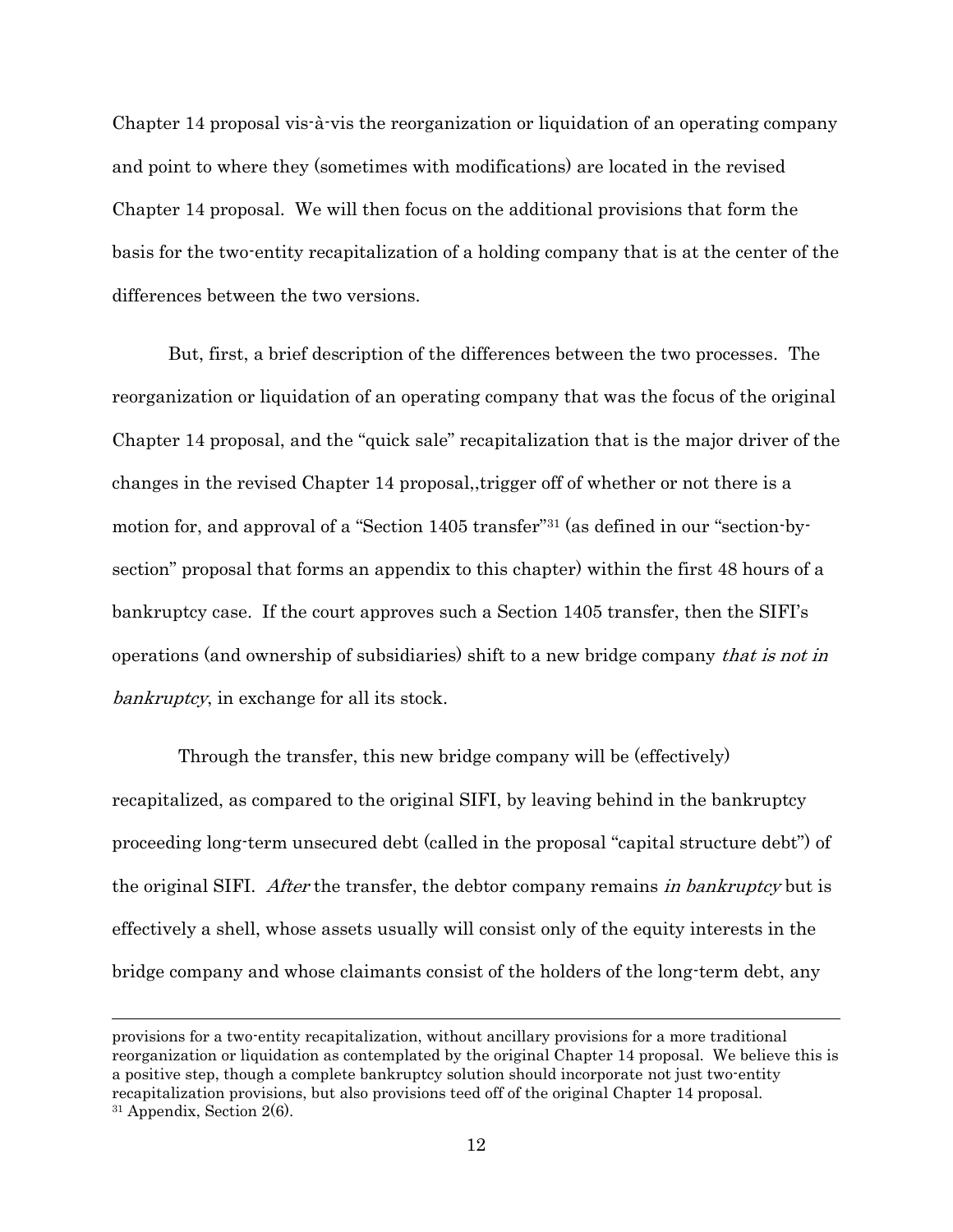Chapter 14 proposal vis-à-vis the reorganization or liquidation of an operating company and point to where they (sometimes with modifications) are located in the revised Chapter 14 proposal. We will then focus on the additional provisions that form the basis for the two-entity recapitalization of a holding company that is at the center of the differences between the two versions.

But, first, a brief description of the differences between the two processes. The reorganization or liquidation of an operating company that was the focus of the original Chapter 14 proposal, and the "quick sale" recapitalization that is the major driver of the changes in the revised Chapter 14 proposal,,trigger off of whether or not there is a motion for, and approval of a "Section 1405 transfer"[31] (as defined in our "section-by-section" proposal that forms an appendix to this chapter) within the first 48 hours of a bankruptcy case. If the court approves such a Section 1405 transfer, then the SIFI's operations (and ownership of subsidiaries) shift to a new bridge company *that is not in bankruptcy*, in exchange for all its stock.

Through the transfer, this new bridge company will be (effectively) recapitalized, as compared to the original SIFI, by leaving behind in the bankruptcy proceeding long-term unsecured debt (called in the proposal "capital structure debt") of the original SIFI. *After* the transfer, the debtor company remains *in bankruptcy* but is effectively a shell, whose assets usually will consist only of the equity interests in the bridge company and whose claimants consist of the holders of the long-term debt, any

---

provisions for a two-entity recapitalization, without ancillary provisions for a more traditional reorganization or liquidation as contemplated by the original Chapter 14 proposal. We believe this is a positive step, though a complete bankruptcy solution should incorporate not just two-entity recapitalization provisions, but also provisions teed off of the original Chapter 14 proposal.

[31] Appendix, Section 2(6).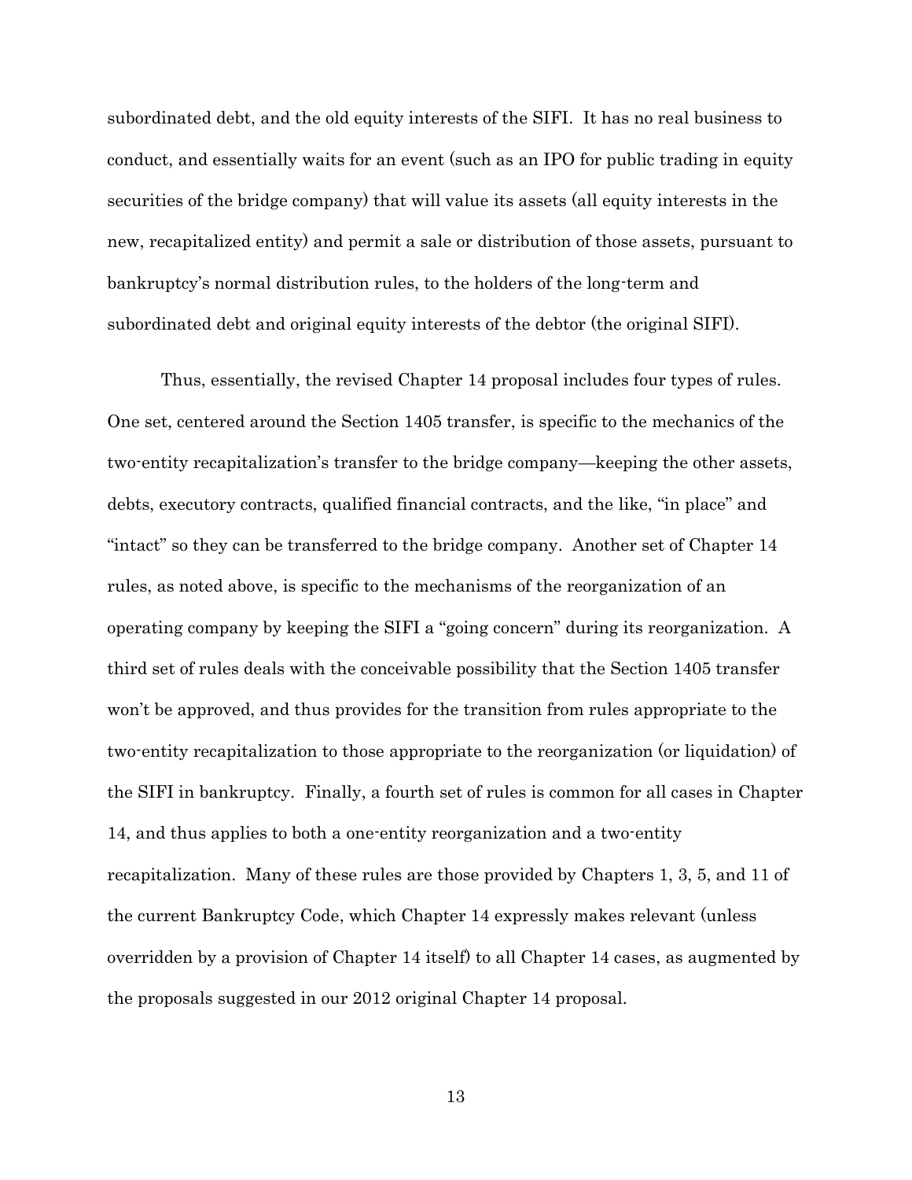subordinated debt, and the old equity interests of the SIFI. It has no real business to conduct, and essentially waits for an event (such as an IPO for public trading in equity securities of the bridge company) that will value its assets (all equity interests in the new, recapitalized entity) and permit a sale or distribution of those assets, pursuant to bankruptcy's normal distribution rules, to the holders of the long-term and subordinated debt and original equity interests of the debtor (the original SIFI).

Thus, essentially, the revised Chapter 14 proposal includes four types of rules. One set, centered around the Section 1405 transfer, is specific to the mechanics of the two-entity recapitalization's transfer to the bridge company—keeping the other assets, debts, executory contracts, qualified financial contracts, and the like, "in place" and "intact" so they can be transferred to the bridge company. Another set of Chapter 14 rules, as noted above, is specific to the mechanisms of the reorganization of an operating company by keeping the SIFI a "going concern" during its reorganization. A third set of rules deals with the conceivable possibility that the Section 1405 transfer won't be approved, and thus provides for the transition from rules appropriate to the two-entity recapitalization to those appropriate to the reorganization (or liquidation) of the SIFI in bankruptcy. Finally, a fourth set of rules is common for all cases in Chapter 14, and thus applies to both a one-entity reorganization and a two-entity recapitalization. Many of these rules are those provided by Chapters 1, 3, 5, and 11 of the current Bankruptcy Code, which Chapter 14 expressly makes relevant (unless overridden by a provision of Chapter 14 itself) to all Chapter 14 cases, as augmented by the proposals suggested in our 2012 original Chapter 14 proposal.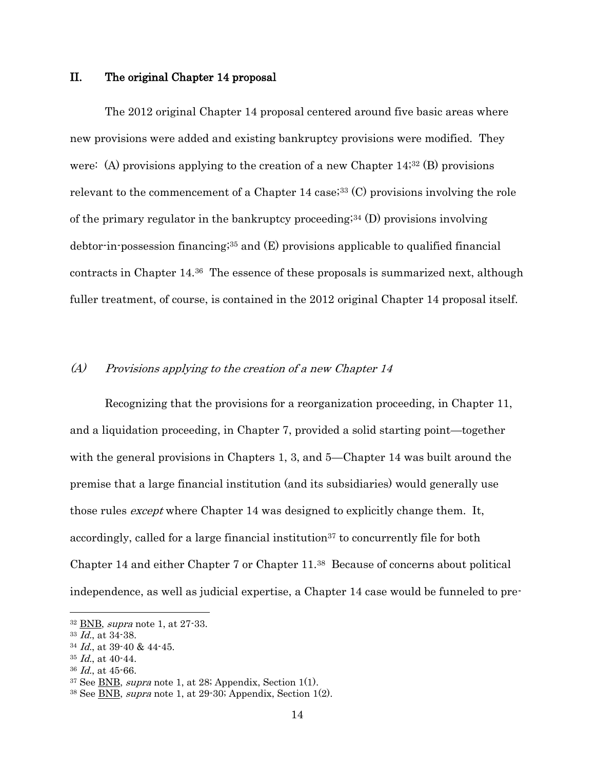## II. The original Chapter 14 proposal

The 2012 original Chapter 14 proposal centered around five basic areas where new provisions were added and existing bankruptcy provisions were modified. They were: (A) provisions applying to the creation of a new Chapter 14;[32] (B) provisions relevant to the commencement of a Chapter 14 case;[33] (C) provisions involving the role of the primary regulator in the bankruptcy proceeding;[34] (D) provisions involving debtor-in-possession financing;[35] and (E) provisions applicable to qualified financial contracts in Chapter 14.[36] The essence of these proposals is summarized next, although fuller treatment, of course, is contained in the 2012 original Chapter 14 proposal itself.

### *(A) Provisions applying to the creation of a new Chapter 14*

Recognizing that the provisions for a reorganization proceeding, in Chapter 11, and a liquidation proceeding, in Chapter 7, provided a solid starting point—together with the general provisions in Chapters 1, 3, and 5—Chapter 14 was built around the premise that a large financial institution (and its subsidiaries) would generally use those rules *except* where Chapter 14 was designed to explicitly change them. It, accordingly, called for a large financial institution[37] to concurrently file for both Chapter 14 and either Chapter 7 or Chapter 11.[38] Because of concerns about political independence, as well as judicial expertise, a Chapter 14 case would be funneled to pre-

---

[32] BNB, *supra* note 1, at 27-33.

[33] *Id.*, at 34-38.

[34] *Id.*, at 39-40 & 44-45.

[35] *Id.*, at 40-44.

[36] *Id.*, at 45-66.

[37] See BNB, *supra* note 1, at 28; Appendix, Section 1(1).

[38] See BNB, *supra* note 1, at 29-30; Appendix, Section 1(2).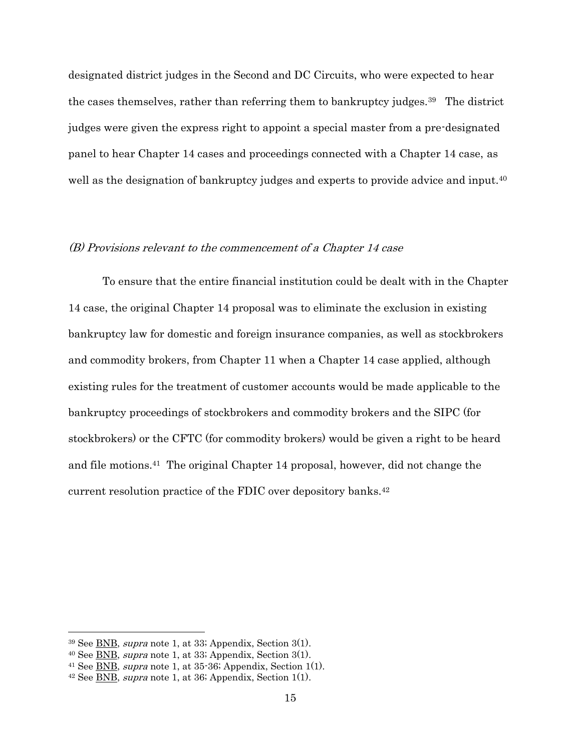designated district judges in the Second and DC Circuits, who were expected to hear the cases themselves, rather than referring them to bankruptcy judges.[39] The district judges were given the express right to appoint a special master from a pre-designated panel to hear Chapter 14 cases and proceedings connected with a Chapter 14 case, as well as the designation of bankruptcy judges and experts to provide advice and input.[40]

### *(B) Provisions relevant to the commencement of a Chapter 14 case*

To ensure that the entire financial institution could be dealt with in the Chapter 14 case, the original Chapter 14 proposal was to eliminate the exclusion in existing bankruptcy law for domestic and foreign insurance companies, as well as stockbrokers and commodity brokers, from Chapter 11 when a Chapter 14 case applied, although existing rules for the treatment of customer accounts would be made applicable to the bankruptcy proceedings of stockbrokers and commodity brokers and the SIPC (for stockbrokers) or the CFTC (for commodity brokers) would be given a right to be heard and file motions.[41] The original Chapter 14 proposal, however, did not change the current resolution practice of the FDIC over depository banks.[42]

---

[39] See BNB, *supra* note 1, at 33; Appendix, Section 3(1).

[40] See BNB, *supra* note 1, at 33; Appendix, Section 3(1).

[41] See BNB, *supra* note 1, at 35-36; Appendix, Section 1(1).

[42] See BNB, *supra* note 1, at 36; Appendix, Section 1(1).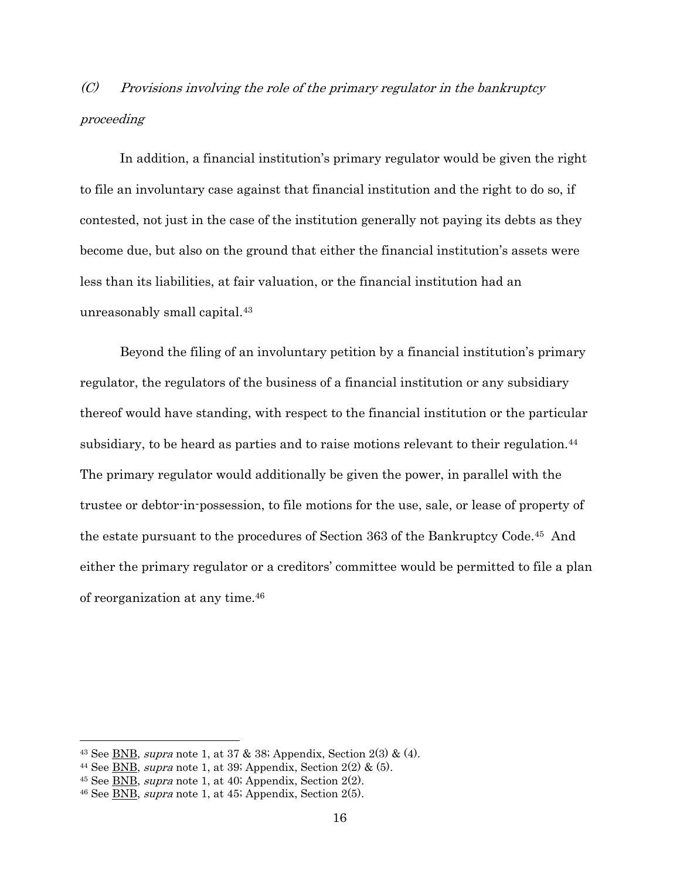### *(C) Provisions involving the role of the primary regulator in the bankruptcy proceeding*

In addition, a financial institution's primary regulator would be given the right to file an involuntary case against that financial institution and the right to do so, if contested, not just in the case of the institution generally not paying its debts as they become due, but also on the ground that either the financial institution's assets were less than its liabilities, at fair valuation, or the financial institution had an unreasonably small capital.[43]

Beyond the filing of an involuntary petition by a financial institution's primary regulator, the regulators of the business of a financial institution or any subsidiary thereof would have standing, with respect to the financial institution or the particular subsidiary, to be heard as parties and to raise motions relevant to their regulation.[44] The primary regulator would additionally be given the power, in parallel with the trustee or debtor-in-possession, to file motions for the use, sale, or lease of property of the estate pursuant to the procedures of Section 363 of the Bankruptcy Code.[45] And either the primary regulator or a creditors' committee would be permitted to file a plan of reorganization at any time.[46]

---

[43] See BNB, *supra* note 1, at 37 & 38; Appendix, Section 2(3) & (4).

[44] See BNB, *supra* note 1, at 39; Appendix, Section 2(2) & (5).

[45] See BNB, *supra* note 1, at 40; Appendix, Section 2(2).

[46] See BNB, *supra* note 1, at 45; Appendix, Section 2(5).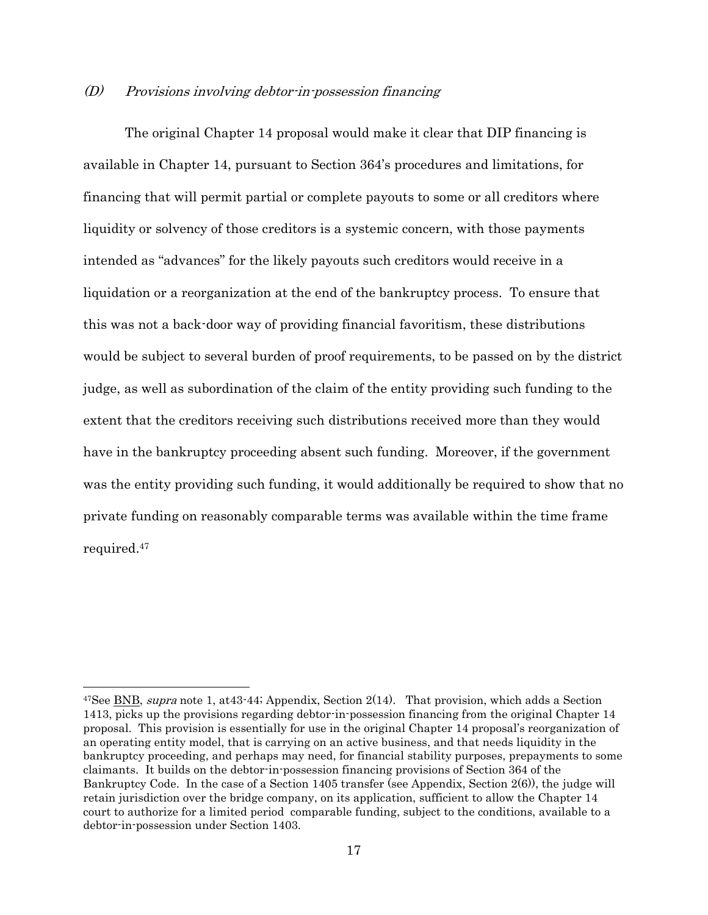### (D) *Provisions involving debtor-in-possession financing*

The original Chapter 14 proposal would make it clear that DIP financing is available in Chapter 14, pursuant to Section 364's procedures and limitations, for financing that will permit partial or complete payouts to some or all creditors where liquidity or solvency of those creditors is a systemic concern, with those payments intended as "advances" for the likely payouts such creditors would receive in a liquidation or a reorganization at the end of the bankruptcy process. To ensure that this was not a back-door way of providing financial favoritism, these distributions would be subject to several burden of proof requirements, to be passed on by the district judge, as well as subordination of the claim of the entity providing such funding to the extent that the creditors receiving such distributions received more than they would have in the bankruptcy proceeding absent such funding. Moreover, if the government was the entity providing such funding, it would additionally be required to show that no private funding on reasonably comparable terms was available within the time frame required.[47]

---

[47]See BNB, *supra* note 1, at43-44; Appendix, Section 2(14). That provision, which adds a Section 1413, picks up the provisions regarding debtor-in-possession financing from the original Chapter 14 proposal. This provision is essentially for use in the original Chapter 14 proposal's reorganization of an operating entity model, that is carrying on an active business, and that needs liquidity in the bankruptcy proceeding, and perhaps may need, for financial stability purposes, prepayments to some claimants. It builds on the debtor-in-possession financing provisions of Section 364 of the Bankruptcy Code. In the case of a Section 1405 transfer (see Appendix, Section 2(6)), the judge will retain jurisdiction over the bridge company, on its application, sufficient to allow the Chapter 14 court to authorize for a limited period comparable funding, subject to the conditions, available to a debtor-in-possession under Section 1403.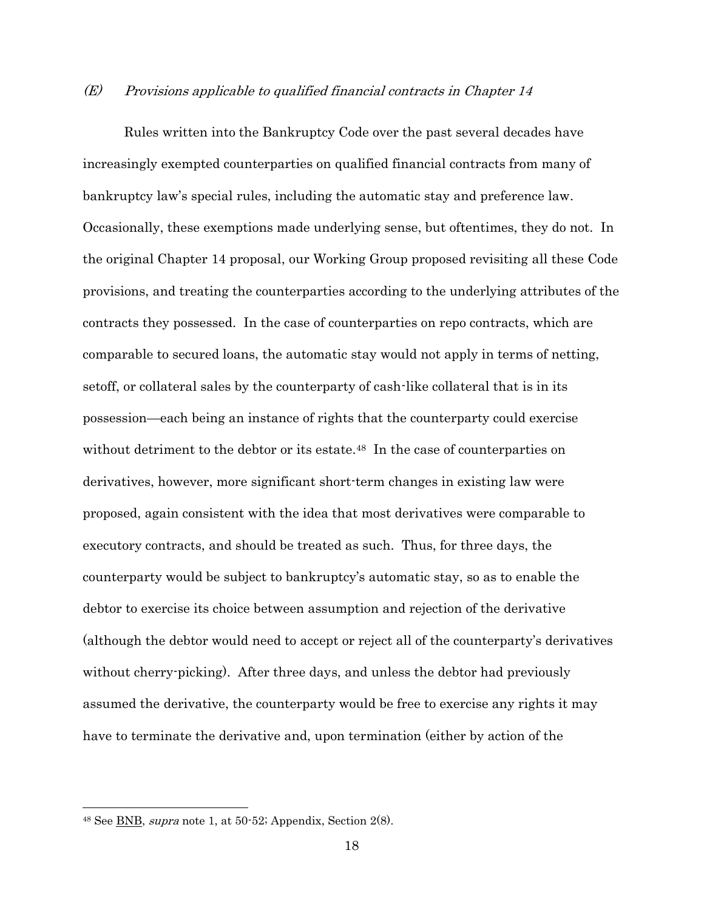### (E) *Provisions applicable to qualified financial contracts in Chapter 14*

Rules written into the Bankruptcy Code over the past several decades have increasingly exempted counterparties on qualified financial contracts from many of bankruptcy law's special rules, including the automatic stay and preference law. Occasionally, these exemptions made underlying sense, but oftentimes, they do not. In the original Chapter 14 proposal, our Working Group proposed revisiting all these Code provisions, and treating the counterparties according to the underlying attributes of the contracts they possessed. In the case of counterparties on repo contracts, which are comparable to secured loans, the automatic stay would not apply in terms of netting, setoff, or collateral sales by the counterparty of cash-like collateral that is in its possession—each being an instance of rights that the counterparty could exercise without detriment to the debtor or its estate.[48] In the case of counterparties on derivatives, however, more significant short-term changes in existing law were proposed, again consistent with the idea that most derivatives were comparable to executory contracts, and should be treated as such. Thus, for three days, the counterparty would be subject to bankruptcy's automatic stay, so as to enable the debtor to exercise its choice between assumption and rejection of the derivative (although the debtor would need to accept or reject all of the counterparty's derivatives without cherry-picking). After three days, and unless the debtor had previously assumed the derivative, the counterparty would be free to exercise any rights it may have to terminate the derivative and, upon termination (either by action of the

---

[48] See BNB, *supra* note 1, at 50-52; Appendix, Section 2(8).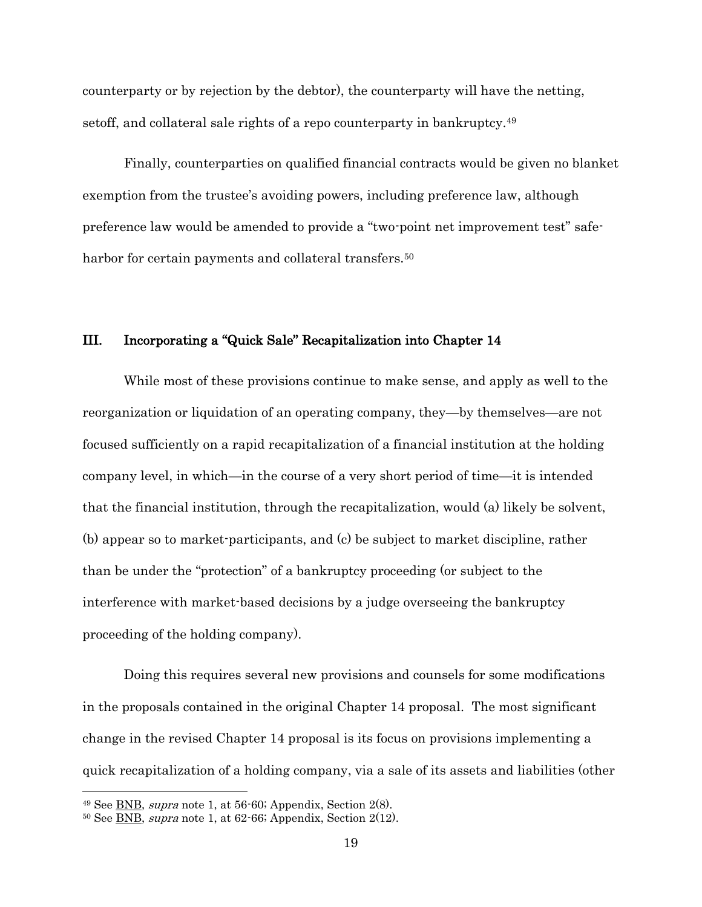counterparty or by rejection by the debtor), the counterparty will have the netting, setoff, and collateral sale rights of a repo counterparty in bankruptcy.[49]

Finally, counterparties on qualified financial contracts would be given no blanket exemption from the trustee's avoiding powers, including preference law, although preference law would be amended to provide a "two-point net improvement test" safe-harbor for certain payments and collateral transfers.[50]

## III. Incorporating a "Quick Sale" Recapitalization into Chapter 14

While most of these provisions continue to make sense, and apply as well to the reorganization or liquidation of an operating company, they—by themselves—are not focused sufficiently on a rapid recapitalization of a financial institution at the holding company level, in which—in the course of a very short period of time—it is intended that the financial institution, through the recapitalization, would (a) likely be solvent, (b) appear so to market-participants, and (c) be subject to market discipline, rather than be under the "protection" of a bankruptcy proceeding (or subject to the interference with market-based decisions by a judge overseeing the bankruptcy proceeding of the holding company).

Doing this requires several new provisions and counsels for some modifications in the proposals contained in the original Chapter 14 proposal. The most significant change in the revised Chapter 14 proposal is its focus on provisions implementing a quick recapitalization of a holding company, via a sale of its assets and liabilities (other

---

[49] See BNB, *supra* note 1, at 56-60; Appendix, Section 2(8).

[50] See BNB, *supra* note 1, at 62-66; Appendix, Section 2(12).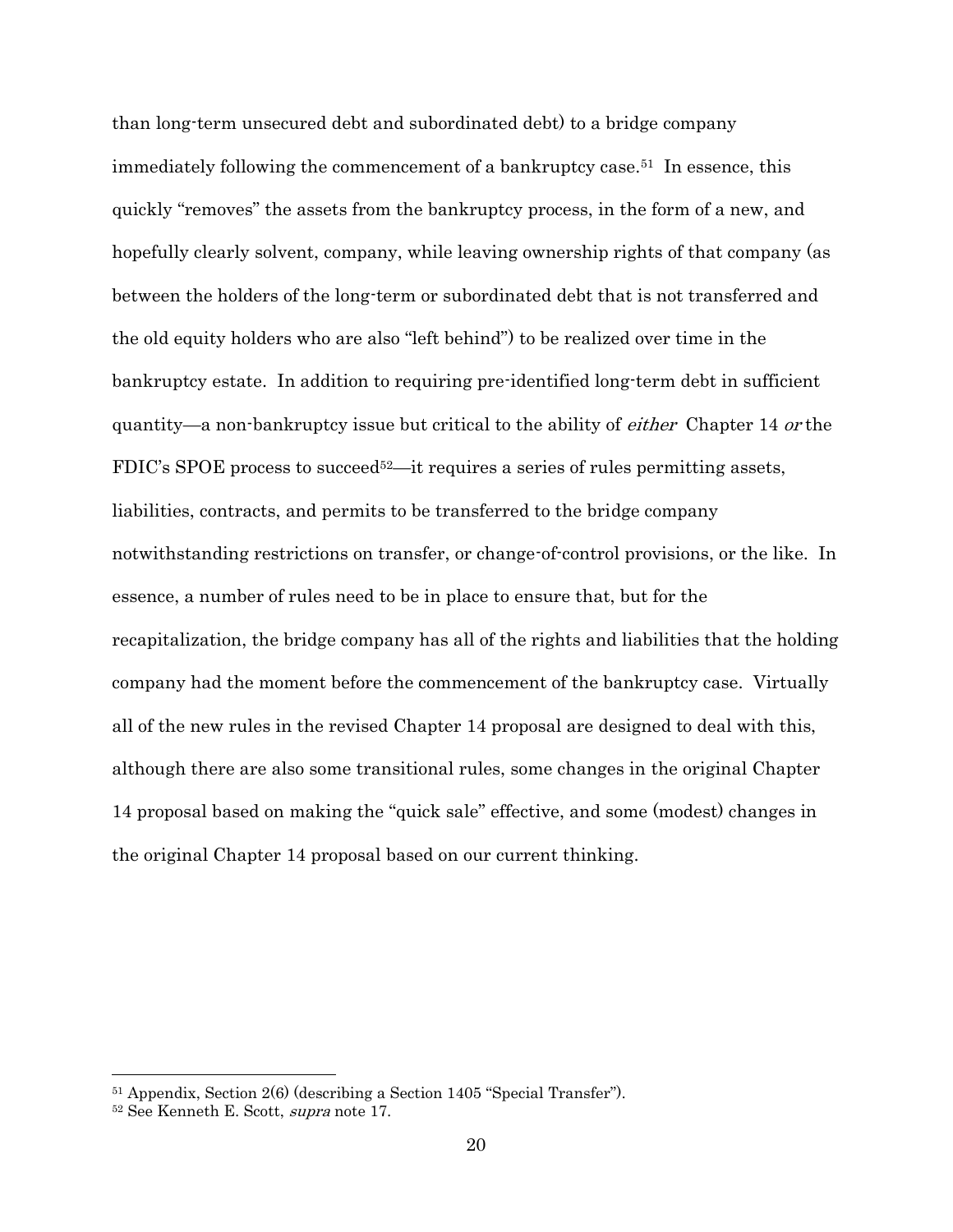than long-term unsecured debt and subordinated debt) to a bridge company immediately following the commencement of a bankruptcy case.[51] In essence, this quickly "removes" the assets from the bankruptcy process, in the form of a new, and hopefully clearly solvent, company, while leaving ownership rights of that company (as between the holders of the long-term or subordinated debt that is not transferred and the old equity holders who are also "left behind") to be realized over time in the bankruptcy estate. In addition to requiring pre-identified long-term debt in sufficient quantity—a non-bankruptcy issue but critical to the ability of *either* Chapter 14 *or* the FDIC's SPOE process to succeed[52]—it requires a series of rules permitting assets, liabilities, contracts, and permits to be transferred to the bridge company notwithstanding restrictions on transfer, or change-of-control provisions, or the like. In essence, a number of rules need to be in place to ensure that, but for the recapitalization, the bridge company has all of the rights and liabilities that the holding company had the moment before the commencement of the bankruptcy case. Virtually all of the new rules in the revised Chapter 14 proposal are designed to deal with this, although there are also some transitional rules, some changes in the original Chapter 14 proposal based on making the "quick sale" effective, and some (modest) changes in the original Chapter 14 proposal based on our current thinking.

---

[51] Appendix, Section 2(6) (describing a Section 1405 "Special Transfer").

[52] See Kenneth E. Scott, *supra* note 17.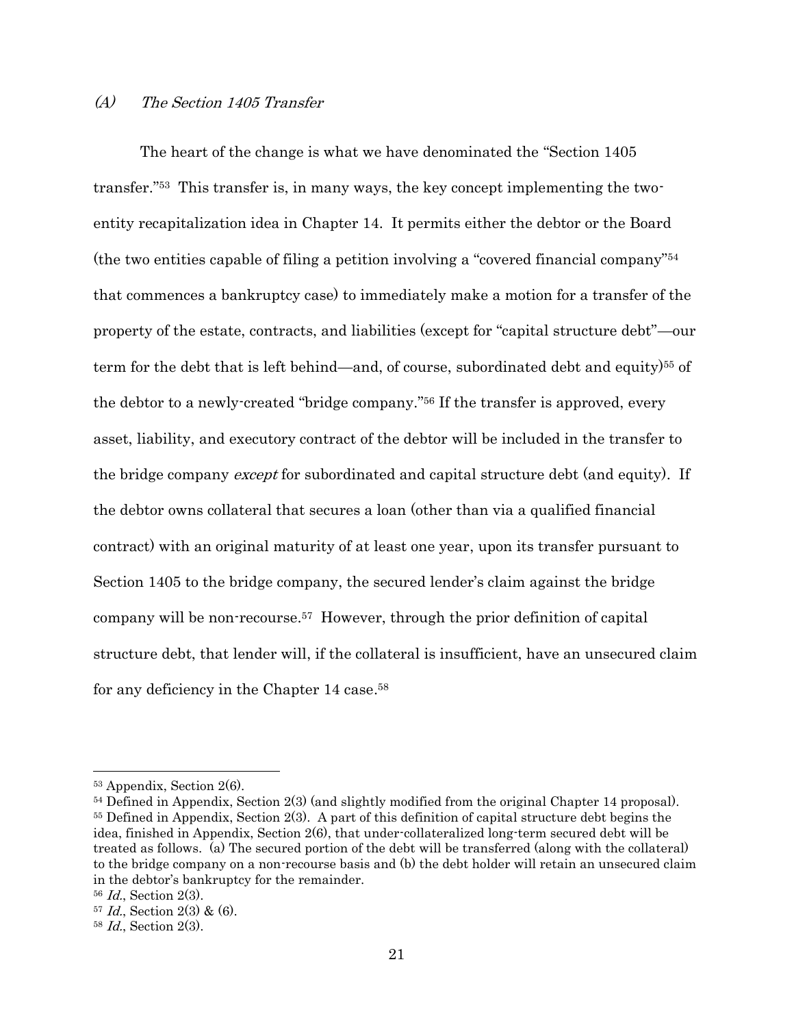### (A) *The Section 1405 Transfer*

The heart of the change is what we have denominated the "Section 1405 transfer."[53] This transfer is, in many ways, the key concept implementing the two-entity recapitalization idea in Chapter 14. It permits either the debtor or the Board (the two entities capable of filing a petition involving a "covered financial company"[54] that commences a bankruptcy case) to immediately make a motion for a transfer of the property of the estate, contracts, and liabilities (except for "capital structure debt"—our term for the debt that is left behind—and, of course, subordinated debt and equity)[55] of the debtor to a newly-created "bridge company."[56] If the transfer is approved, every asset, liability, and executory contract of the debtor will be included in the transfer to the bridge company *except* for subordinated and capital structure debt (and equity). If the debtor owns collateral that secures a loan (other than via a qualified financial contract) with an original maturity of at least one year, upon its transfer pursuant to Section 1405 to the bridge company, the secured lender's claim against the bridge company will be non-recourse.[57] However, through the prior definition of capital structure debt, that lender will, if the collateral is insufficient, have an unsecured claim for any deficiency in the Chapter 14 case.[58]

---

[53] Appendix, Section 2(6).

[54] Defined in Appendix, Section 2(3) (and slightly modified from the original Chapter 14 proposal).

[55] Defined in Appendix, Section 2(3). A part of this definition of capital structure debt begins the idea, finished in Appendix, Section 2(6), that under-collateralized long-term secured debt will be treated as follows. (a) The secured portion of the debt will be transferred (along with the collateral) to the bridge company on a non-recourse basis and (b) the debt holder will retain an unsecured claim in the debtor's bankruptcy for the remainder.

[56] *Id.*, Section 2(3).

[57] *Id.*, Section 2(3) & (6).

[58] *Id.*, Section 2(3).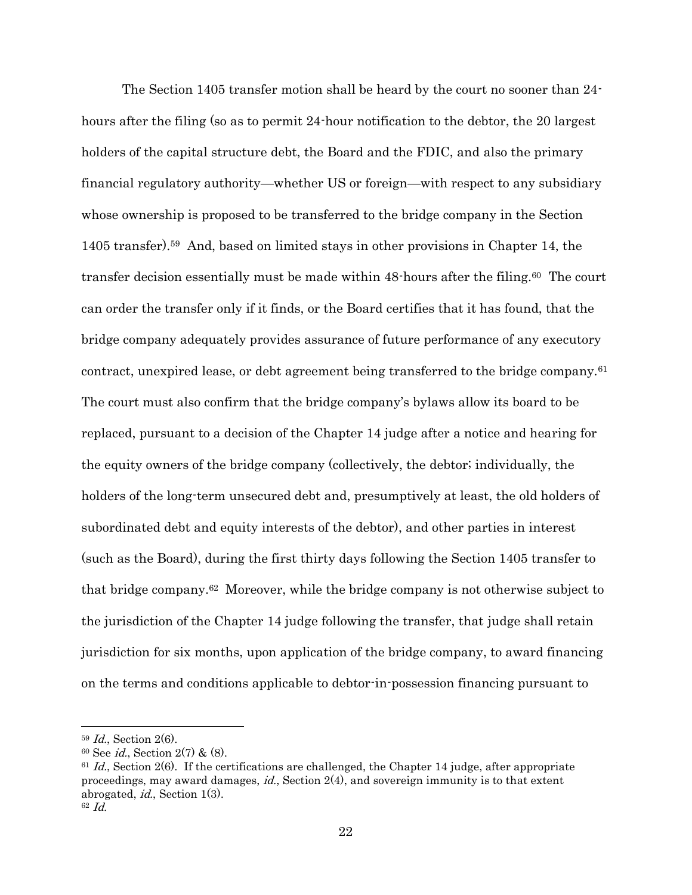The Section 1405 transfer motion shall be heard by the court no sooner than 24-hours after the filing (so as to permit 24-hour notification to the debtor, the 20 largest holders of the capital structure debt, the Board and the FDIC, and also the primary financial regulatory authority—whether US or foreign—with respect to any subsidiary whose ownership is proposed to be transferred to the bridge company in the Section 1405 transfer).[59] And, based on limited stays in other provisions in Chapter 14, the transfer decision essentially must be made within 48-hours after the filing.[60] The court can order the transfer only if it finds, or the Board certifies that it has found, that the bridge company adequately provides assurance of future performance of any executory contract, unexpired lease, or debt agreement being transferred to the bridge company.[61] The court must also confirm that the bridge company's bylaws allow its board to be replaced, pursuant to a decision of the Chapter 14 judge after a notice and hearing for the equity owners of the bridge company (collectively, the debtor; individually, the holders of the long-term unsecured debt and, presumptively at least, the old holders of subordinated debt and equity interests of the debtor), and other parties in interest (such as the Board), during the first thirty days following the Section 1405 transfer to that bridge company.[62] Moreover, while the bridge company is not otherwise subject to the jurisdiction of the Chapter 14 judge following the transfer, that judge shall retain jurisdiction for six months, upon application of the bridge company, to award financing on the terms and conditions applicable to debtor-in-possession financing pursuant to

---

[59] *Id.*, Section 2(6).

[60] See *id.*, Section 2(7) & (8).

[61] *Id.*, Section 2(6). If the certifications are challenged, the Chapter 14 judge, after appropriate proceedings, may award damages, *id.*, Section 2(4), and sovereign immunity is to that extent abrogated, *id.*, Section 1(3).

[62] *Id.*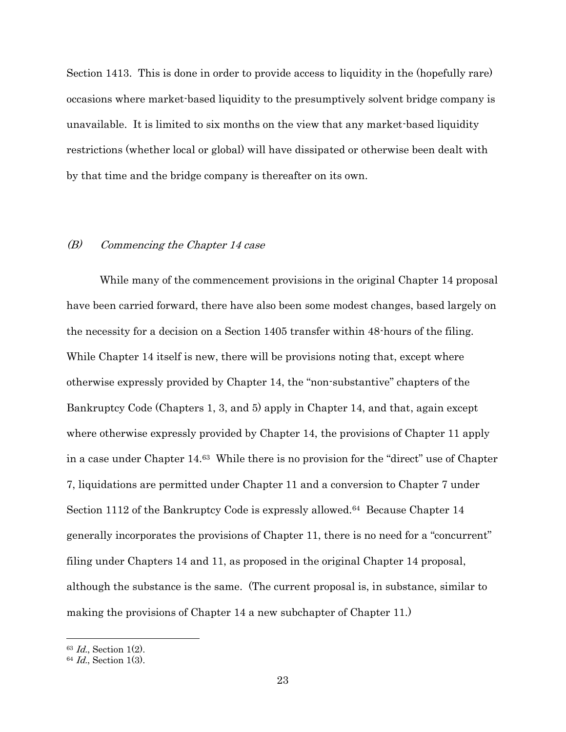Section 1413. This is done in order to provide access to liquidity in the (hopefully rare) occasions where market-based liquidity to the presumptively solvent bridge company is unavailable. It is limited to six months on the view that any market-based liquidity restrictions (whether local or global) will have dissipated or otherwise been dealt with by that time and the bridge company is thereafter on its own.

### *(B) Commencing the Chapter 14 case*

While many of the commencement provisions in the original Chapter 14 proposal have been carried forward, there have also been some modest changes, based largely on the necessity for a decision on a Section 1405 transfer within 48-hours of the filing. While Chapter 14 itself is new, there will be provisions noting that, except where otherwise expressly provided by Chapter 14, the "non-substantive" chapters of the Bankruptcy Code (Chapters 1, 3, and 5) apply in Chapter 14, and that, again except where otherwise expressly provided by Chapter 14, the provisions of Chapter 11 apply in a case under Chapter 14.[63] While there is no provision for the "direct" use of Chapter 7, liquidations are permitted under Chapter 11 and a conversion to Chapter 7 under Section 1112 of the Bankruptcy Code is expressly allowed.[64] Because Chapter 14 generally incorporates the provisions of Chapter 11, there is no need for a "concurrent" filing under Chapters 14 and 11, as proposed in the original Chapter 14 proposal, although the substance is the same. (The current proposal is, in substance, similar to making the provisions of Chapter 14 a new subchapter of Chapter 11.)

---

[63] *Id.*, Section 1(2).
[64] *Id.*, Section 1(3).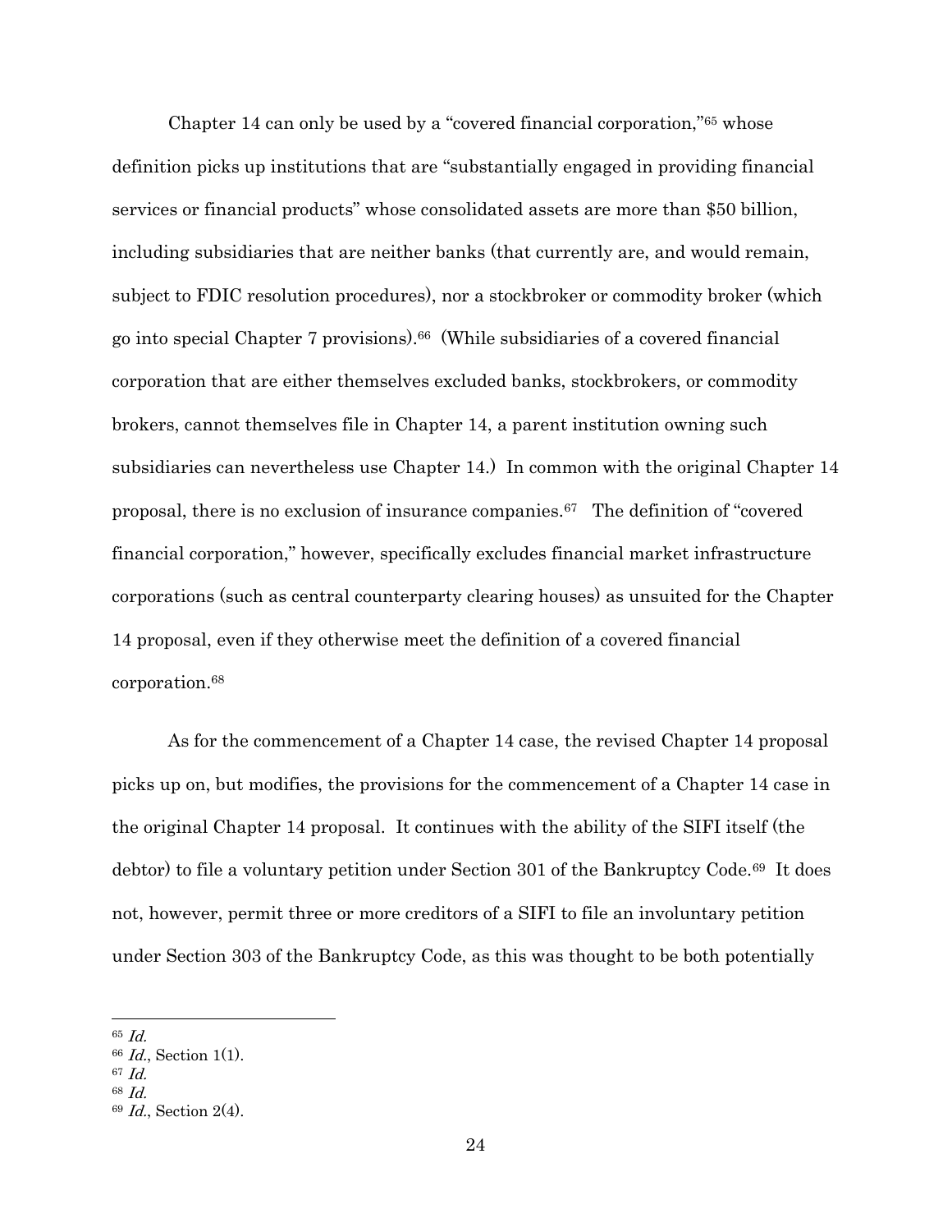Chapter 14 can only be used by a "covered financial corporation,"[65] whose definition picks up institutions that are "substantially engaged in providing financial services or financial products" whose consolidated assets are more than $50 billion, including subsidiaries that are neither banks (that currently are, and would remain, subject to FDIC resolution procedures), nor a stockbroker or commodity broker (which go into special Chapter 7 provisions).[66] (While subsidiaries of a covered financial corporation that are either themselves excluded banks, stockbrokers, or commodity brokers, cannot themselves file in Chapter 14, a parent institution owning such subsidiaries can nevertheless use Chapter 14.) In common with the original Chapter 14 proposal, there is no exclusion of insurance companies.[67] The definition of "covered financial corporation," however, specifically excludes financial market infrastructure corporations (such as central counterparty clearing houses) as unsuited for the Chapter 14 proposal, even if they otherwise meet the definition of a covered financial corporation.[68]

As for the commencement of a Chapter 14 case, the revised Chapter 14 proposal picks up on, but modifies, the provisions for the commencement of a Chapter 14 case in the original Chapter 14 proposal. It continues with the ability of the SIFI itself (the debtor) to file a voluntary petition under Section 301 of the Bankruptcy Code.[69] It does not, however, permit three or more creditors of a SIFI to file an involuntary petition under Section 303 of the Bankruptcy Code, as this was thought to be both potentially

---

[65] *Id.*
[66] *Id.*, Section 1(1).
[67] *Id.*
[68] *Id.*
[69] *Id.*, Section 2(4).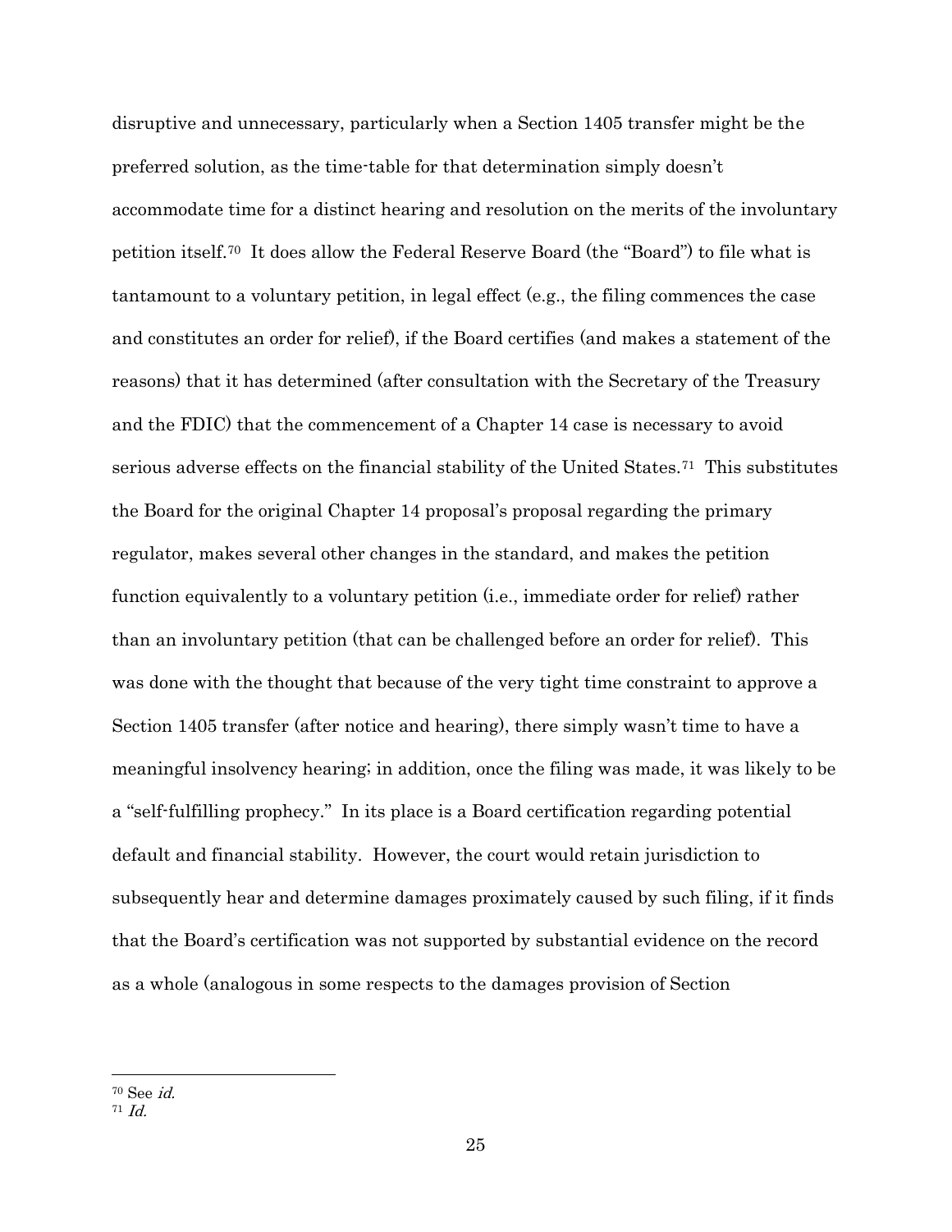disruptive and unnecessary, particularly when a Section 1405 transfer might be the preferred solution, as the time-table for that determination simply doesn't accommodate time for a distinct hearing and resolution on the merits of the involuntary petition itself.[70] It does allow the Federal Reserve Board (the "Board") to file what is tantamount to a voluntary petition, in legal effect (e.g., the filing commences the case and constitutes an order for relief), if the Board certifies (and makes a statement of the reasons) that it has determined (after consultation with the Secretary of the Treasury and the FDIC) that the commencement of a Chapter 14 case is necessary to avoid serious adverse effects on the financial stability of the United States.[71] This substitutes the Board for the original Chapter 14 proposal's proposal regarding the primary regulator, makes several other changes in the standard, and makes the petition function equivalently to a voluntary petition (i.e., immediate order for relief) rather than an involuntary petition (that can be challenged before an order for relief). This was done with the thought that because of the very tight time constraint to approve a Section 1405 transfer (after notice and hearing), there simply wasn't time to have a meaningful insolvency hearing; in addition, once the filing was made, it was likely to be a "self-fulfilling prophecy." In its place is a Board certification regarding potential default and financial stability. However, the court would retain jurisdiction to subsequently hear and determine damages proximately caused by such filing, if it finds that the Board's certification was not supported by substantial evidence on the record as a whole (analogous in some respects to the damages provision of Section

---

[70] See *id.*

[71] *Id.*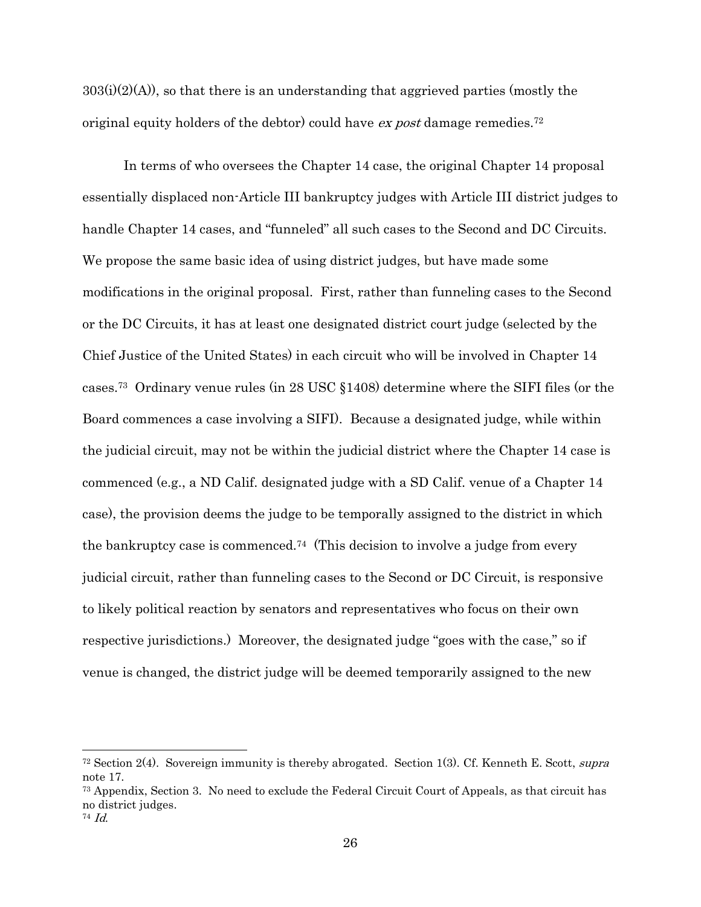303(i)(2)(A)), so that there is an understanding that aggrieved parties (mostly the original equity holders of the debtor) could have *ex post* damage remedies.[72]

In terms of who oversees the Chapter 14 case, the original Chapter 14 proposal essentially displaced non-Article III bankruptcy judges with Article III district judges to handle Chapter 14 cases, and "funneled" all such cases to the Second and DC Circuits. We propose the same basic idea of using district judges, but have made some modifications in the original proposal. First, rather than funneling cases to the Second or the DC Circuits, it has at least one designated district court judge (selected by the Chief Justice of the United States) in each circuit who will be involved in Chapter 14 cases.[73] Ordinary venue rules (in 28 USC §1408) determine where the SIFI files (or the Board commences a case involving a SIFI). Because a designated judge, while within the judicial circuit, may not be within the judicial district where the Chapter 14 case is commenced (e.g., a ND Calif. designated judge with a SD Calif. venue of a Chapter 14 case), the provision deems the judge to be temporally assigned to the district in which the bankruptcy case is commenced.[74] (This decision to involve a judge from every judicial circuit, rather than funneling cases to the Second or DC Circuit, is responsive to likely political reaction by senators and representatives who focus on their own respective jurisdictions.) Moreover, the designated judge "goes with the case," so if venue is changed, the district judge will be deemed temporarily assigned to the new

---

[72] Section 2(4). Sovereign immunity is thereby abrogated. Section 1(3). Cf. Kenneth E. Scott, *supra* note 17.

[73] Appendix, Section 3. No need to exclude the Federal Circuit Court of Appeals, as that circuit has no district judges.

[74] *Id.*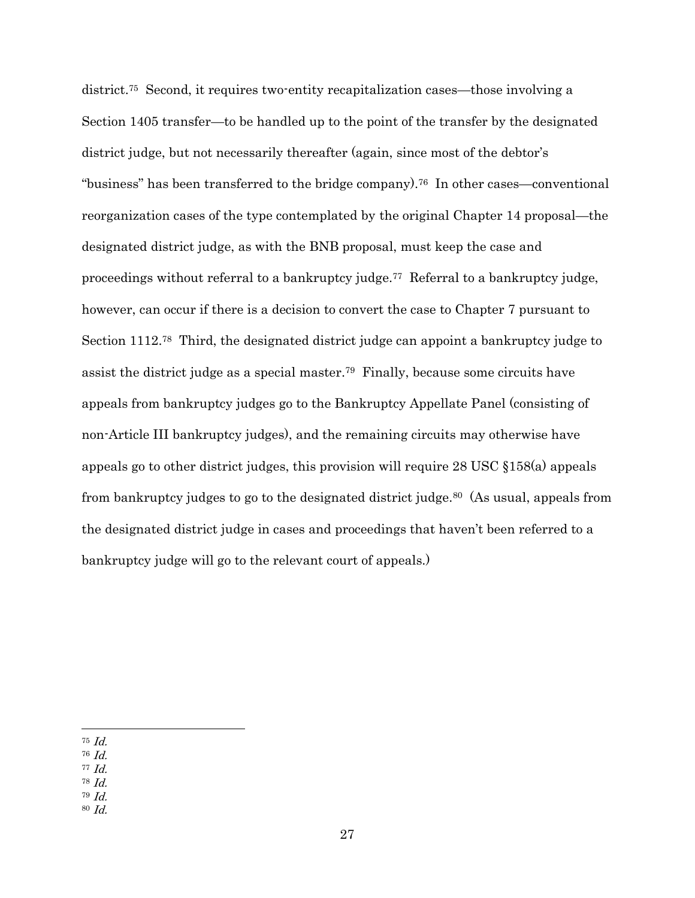district.[75] Second, it requires two-entity recapitalization cases—those involving a Section 1405 transfer—to be handled up to the point of the transfer by the designated district judge, but not necessarily thereafter (again, since most of the debtor's "business" has been transferred to the bridge company).[76] In other cases—conventional reorganization cases of the type contemplated by the original Chapter 14 proposal—the designated district judge, as with the BNB proposal, must keep the case and proceedings without referral to a bankruptcy judge.[77] Referral to a bankruptcy judge, however, can occur if there is a decision to convert the case to Chapter 7 pursuant to Section 1112.[78] Third, the designated district judge can appoint a bankruptcy judge to assist the district judge as a special master.[79] Finally, because some circuits have appeals from bankruptcy judges go to the Bankruptcy Appellate Panel (consisting of non-Article III bankruptcy judges), and the remaining circuits may otherwise have appeals go to other district judges, this provision will require 28 USC §158(a) appeals from bankruptcy judges to go to the designated district judge.[80] (As usual, appeals from the designated district judge in cases and proceedings that haven't been referred to a bankruptcy judge will go to the relevant court of appeals.)

---

[75] *Id.*
[76] *Id.*
[77] *Id.*
[78] *Id.*
[79] *Id.*
[80] *Id.*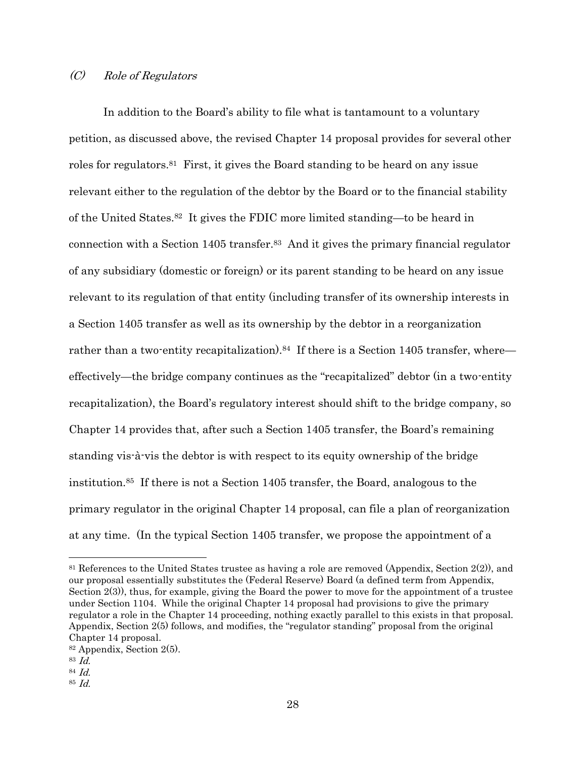### *(C) Role of Regulators*

In addition to the Board's ability to file what is tantamount to a voluntary petition, as discussed above, the revised Chapter 14 proposal provides for several other roles for regulators.[81] First, it gives the Board standing to be heard on any issue relevant either to the regulation of the debtor by the Board or to the financial stability of the United States.[82] It gives the FDIC more limited standing—to be heard in connection with a Section 1405 transfer.[83] And it gives the primary financial regulator of any subsidiary (domestic or foreign) or its parent standing to be heard on any issue relevant to its regulation of that entity (including transfer of its ownership interests in a Section 1405 transfer as well as its ownership by the debtor in a reorganization rather than a two-entity recapitalization).[84] If there is a Section 1405 transfer, where—effectively—the bridge company continues as the "recapitalized" debtor (in a two-entity recapitalization), the Board's regulatory interest should shift to the bridge company, so Chapter 14 provides that, after such a Section 1405 transfer, the Board's remaining standing vis-à-vis the debtor is with respect to its equity ownership of the bridge institution.[85] If there is not a Section 1405 transfer, the Board, analogous to the primary regulator in the original Chapter 14 proposal, can file a plan of reorganization at any time. (In the typical Section 1405 transfer, we propose the appointment of a

---

[81] References to the United States trustee as having a role are removed (Appendix, Section 2(2)), and our proposal essentially substitutes the (Federal Reserve) Board (a defined term from Appendix, Section 2(3)), thus, for example, giving the Board the power to move for the appointment of a trustee under Section 1104. While the original Chapter 14 proposal had provisions to give the primary regulator a role in the Chapter 14 proceeding, nothing exactly parallel to this exists in that proposal. Appendix, Section 2(5) follows, and modifies, the "regulator standing" proposal from the original Chapter 14 proposal.

[82] Appendix, Section 2(5).

[83] *Id.*

[84] *Id.*

[85] *Id.*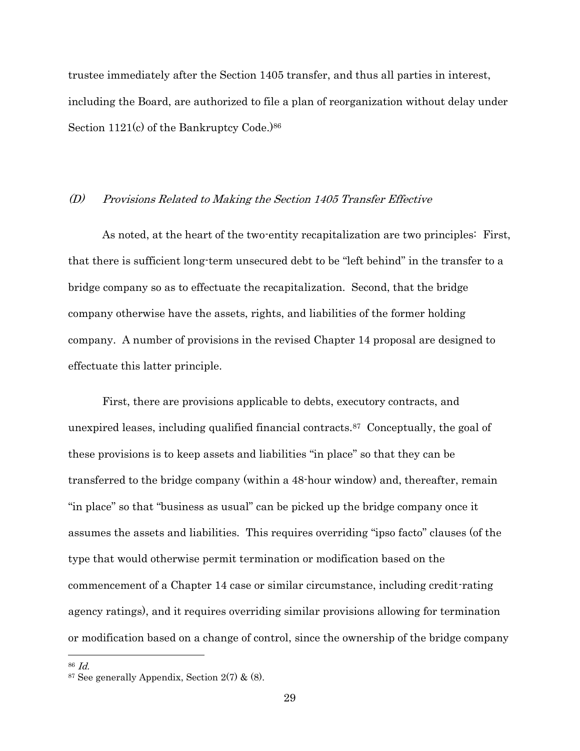trustee immediately after the Section 1405 transfer, and thus all parties in interest, including the Board, are authorized to file a plan of reorganization without delay under Section 1121(c) of the Bankruptcy Code.)[86]

### *(D) Provisions Related to Making the Section 1405 Transfer Effective*

As noted, at the heart of the two-entity recapitalization are two principles: First, that there is sufficient long-term unsecured debt to be "left behind" in the transfer to a bridge company so as to effectuate the recapitalization. Second, that the bridge company otherwise have the assets, rights, and liabilities of the former holding company. A number of provisions in the revised Chapter 14 proposal are designed to effectuate this latter principle.

First, there are provisions applicable to debts, executory contracts, and unexpired leases, including qualified financial contracts.[87] Conceptually, the goal of these provisions is to keep assets and liabilities "in place" so that they can be transferred to the bridge company (within a 48-hour window) and, thereafter, remain "in place" so that "business as usual" can be picked up the bridge company once it assumes the assets and liabilities. This requires overriding "ipso facto" clauses (of the type that would otherwise permit termination or modification based on the commencement of a Chapter 14 case or similar circumstance, including credit-rating agency ratings), and it requires overriding similar provisions allowing for termination or modification based on a change of control, since the ownership of the bridge company

[86] *Id.*

[87] See generally Appendix, Section 2(7) & (8).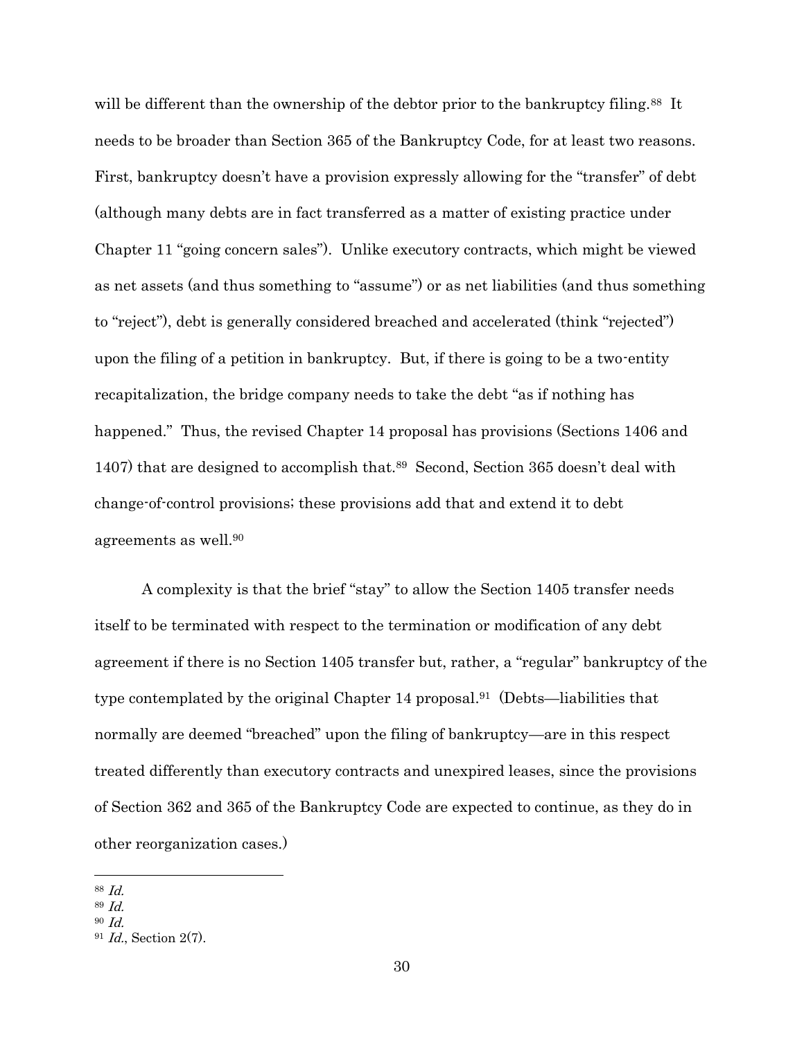will be different than the ownership of the debtor prior to the bankruptcy filing.[88] It needs to be broader than Section 365 of the Bankruptcy Code, for at least two reasons. First, bankruptcy doesn't have a provision expressly allowing for the "transfer" of debt (although many debts are in fact transferred as a matter of existing practice under Chapter 11 "going concern sales"). Unlike executory contracts, which might be viewed as net assets (and thus something to "assume") or as net liabilities (and thus something to "reject"), debt is generally considered breached and accelerated (think "rejected") upon the filing of a petition in bankruptcy. But, if there is going to be a two-entity recapitalization, the bridge company needs to take the debt "as if nothing has happened." Thus, the revised Chapter 14 proposal has provisions (Sections 1406 and 1407) that are designed to accomplish that.[89] Second, Section 365 doesn't deal with change-of-control provisions; these provisions add that and extend it to debt agreements as well.[90]

A complexity is that the brief "stay" to allow the Section 1405 transfer needs itself to be terminated with respect to the termination or modification of any debt agreement if there is no Section 1405 transfer but, rather, a "regular" bankruptcy of the type contemplated by the original Chapter 14 proposal.[91] (Debts—liabilities that normally are deemed "breached" upon the filing of bankruptcy—are in this respect treated differently than executory contracts and unexpired leases, since the provisions of Section 362 and 365 of the Bankruptcy Code are expected to continue, as they do in other reorganization cases.)

---

[88] *Id.*

[89] *Id.*

[90] *Id.*

[91] *Id.*, Section 2(7).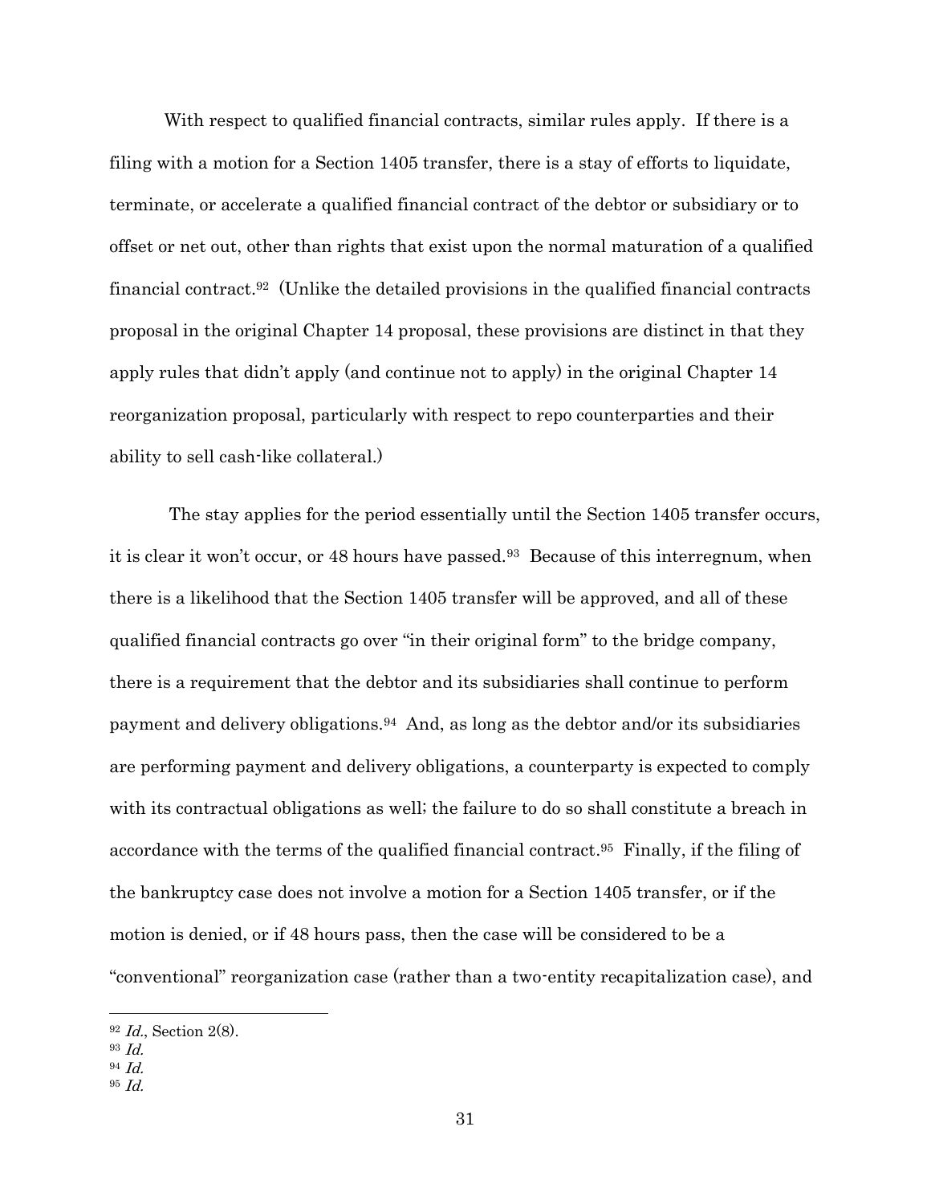With respect to qualified financial contracts, similar rules apply. If there is a filing with a motion for a Section 1405 transfer, there is a stay of efforts to liquidate, terminate, or accelerate a qualified financial contract of the debtor or subsidiary or to offset or net out, other than rights that exist upon the normal maturation of a qualified financial contract.[92] (Unlike the detailed provisions in the qualified financial contracts proposal in the original Chapter 14 proposal, these provisions are distinct in that they apply rules that didn't apply (and continue not to apply) in the original Chapter 14 reorganization proposal, particularly with respect to repo counterparties and their ability to sell cash-like collateral.)

The stay applies for the period essentially until the Section 1405 transfer occurs, it is clear it won't occur, or 48 hours have passed.[93] Because of this interregnum, when there is a likelihood that the Section 1405 transfer will be approved, and all of these qualified financial contracts go over "in their original form" to the bridge company, there is a requirement that the debtor and its subsidiaries shall continue to perform payment and delivery obligations.[94] And, as long as the debtor and/or its subsidiaries are performing payment and delivery obligations, a counterparty is expected to comply with its contractual obligations as well; the failure to do so shall constitute a breach in accordance with the terms of the qualified financial contract.[95] Finally, if the filing of the bankruptcy case does not involve a motion for a Section 1405 transfer, or if the motion is denied, or if 48 hours pass, then the case will be considered to be a "conventional" reorganization case (rather than a two-entity recapitalization case), and

---

[92] *Id.*, Section 2(8).
[93] *Id.*
[94] *Id.*
[95] *Id.*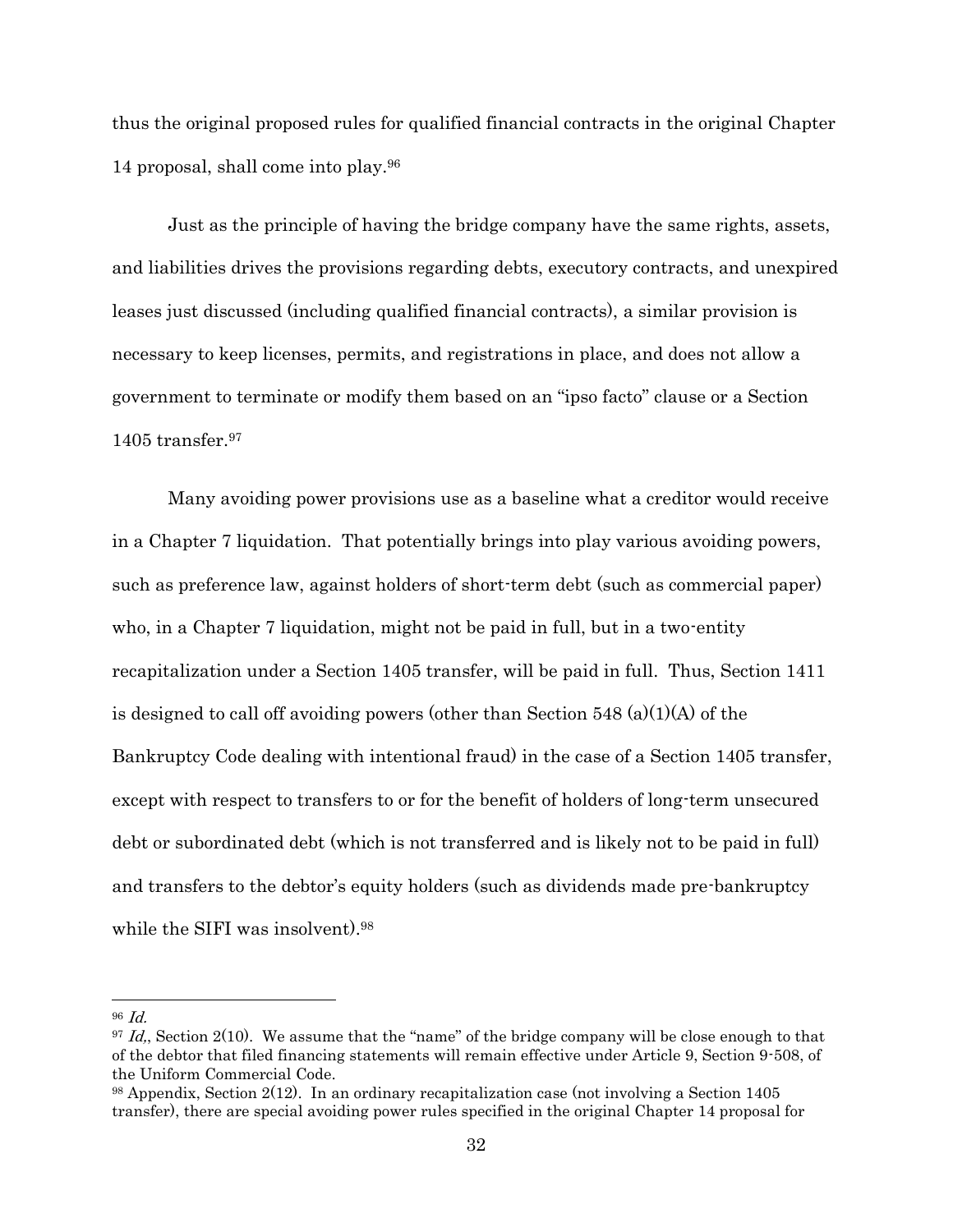thus the original proposed rules for qualified financial contracts in the original Chapter 14 proposal, shall come into play.[96]

Just as the principle of having the bridge company have the same rights, assets, and liabilities drives the provisions regarding debts, executory contracts, and unexpired leases just discussed (including qualified financial contracts), a similar provision is necessary to keep licenses, permits, and registrations in place, and does not allow a government to terminate or modify them based on an "ipso facto" clause or a Section 1405 transfer.[97]

Many avoiding power provisions use as a baseline what a creditor would receive in a Chapter 7 liquidation. That potentially brings into play various avoiding powers, such as preference law, against holders of short-term debt (such as commercial paper) who, in a Chapter 7 liquidation, might not be paid in full, but in a two-entity recapitalization under a Section 1405 transfer, will be paid in full. Thus, Section 1411 is designed to call off avoiding powers (other than Section 548 (a)(1)(A) of the Bankruptcy Code dealing with intentional fraud) in the case of a Section 1405 transfer, except with respect to transfers to or for the benefit of holders of long-term unsecured debt or subordinated debt (which is not transferred and is likely not to be paid in full) and transfers to the debtor's equity holders (such as dividends made pre-bankruptcy while the SIFI was insolvent).[98]

---

[96] *Id.*

[97] *Id,*, Section 2(10). We assume that the "name" of the bridge company will be close enough to that of the debtor that filed financing statements will remain effective under Article 9, Section 9-508, of the Uniform Commercial Code.

[98] Appendix, Section 2(12). In an ordinary recapitalization case (not involving a Section 1405 transfer), there are special avoiding power rules specified in the original Chapter 14 proposal for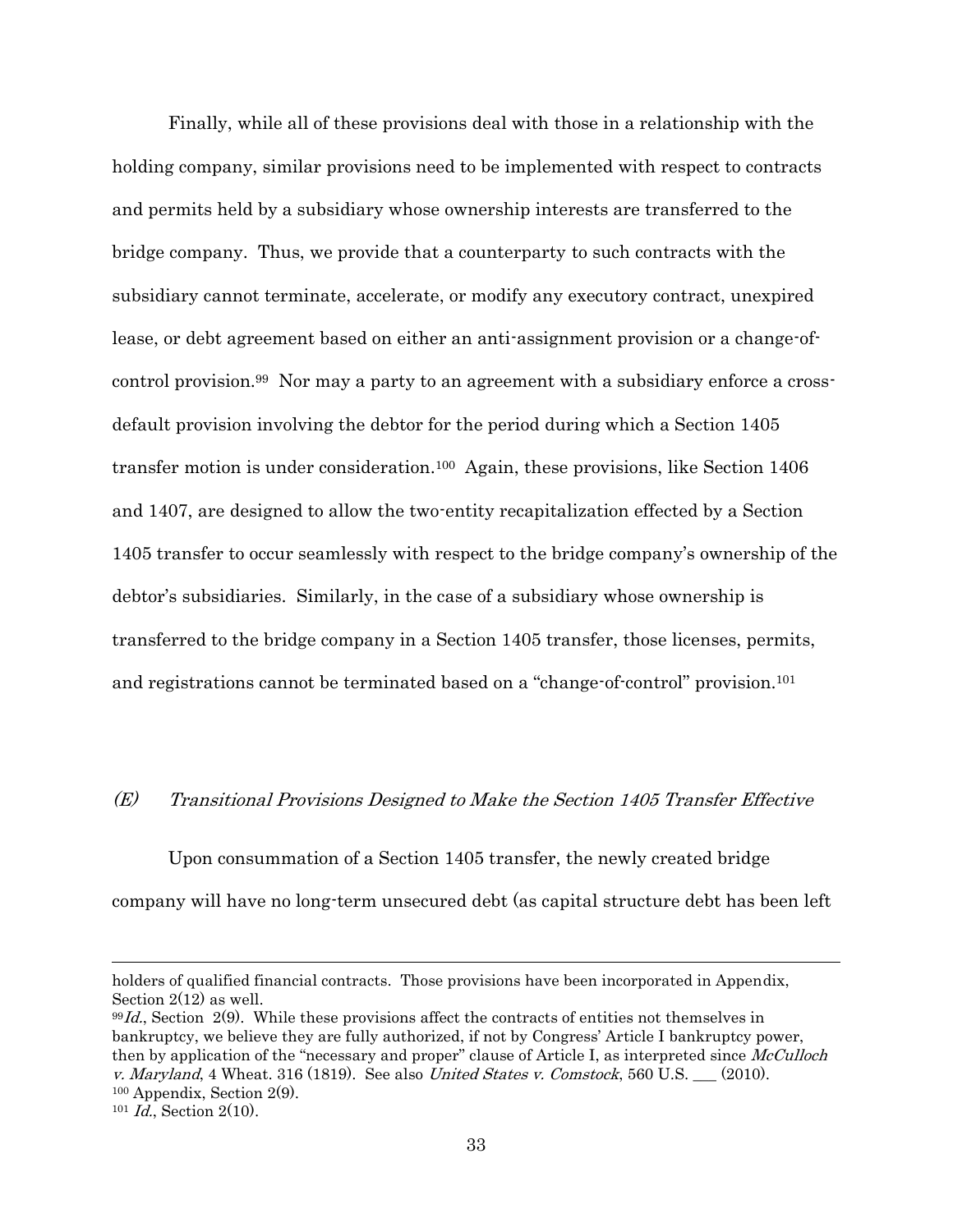Finally, while all of these provisions deal with those in a relationship with the holding company, similar provisions need to be implemented with respect to contracts and permits held by a subsidiary whose ownership interests are transferred to the bridge company. Thus, we provide that a counterparty to such contracts with the subsidiary cannot terminate, accelerate, or modify any executory contract, unexpired lease, or debt agreement based on either an anti-assignment provision or a change-of-control provision.[99] Nor may a party to an agreement with a subsidiary enforce a cross-default provision involving the debtor for the period during which a Section 1405 transfer motion is under consideration.[100] Again, these provisions, like Section 1406 and 1407, are designed to allow the two-entity recapitalization effected by a Section 1405 transfer to occur seamlessly with respect to the bridge company's ownership of the debtor's subsidiaries. Similarly, in the case of a subsidiary whose ownership is transferred to the bridge company in a Section 1405 transfer, those licenses, permits, and registrations cannot be terminated based on a "change-of-control" provision.[101]

### *(E) Transitional Provisions Designed to Make the Section 1405 Transfer Effective*

Upon consummation of a Section 1405 transfer, the newly created bridge company will have no long-term unsecured debt (as capital structure debt has been left

---

holders of qualified financial contracts. Those provisions have been incorporated in Appendix, Section 2(12) as well.

[99] *Id.*, Section 2(9). While these provisions affect the contracts of entities not themselves in bankruptcy, we believe they are fully authorized, if not by Congress' Article I bankruptcy power, then by application of the "necessary and proper" clause of Article I, as interpreted since *McCulloch v. Maryland*, 4 Wheat. 316 (1819). See also *United States v. Comstock*, 560 U.S. ___ (2010).

[100] Appendix, Section 2(9).

[101] *Id.*, Section 2(10).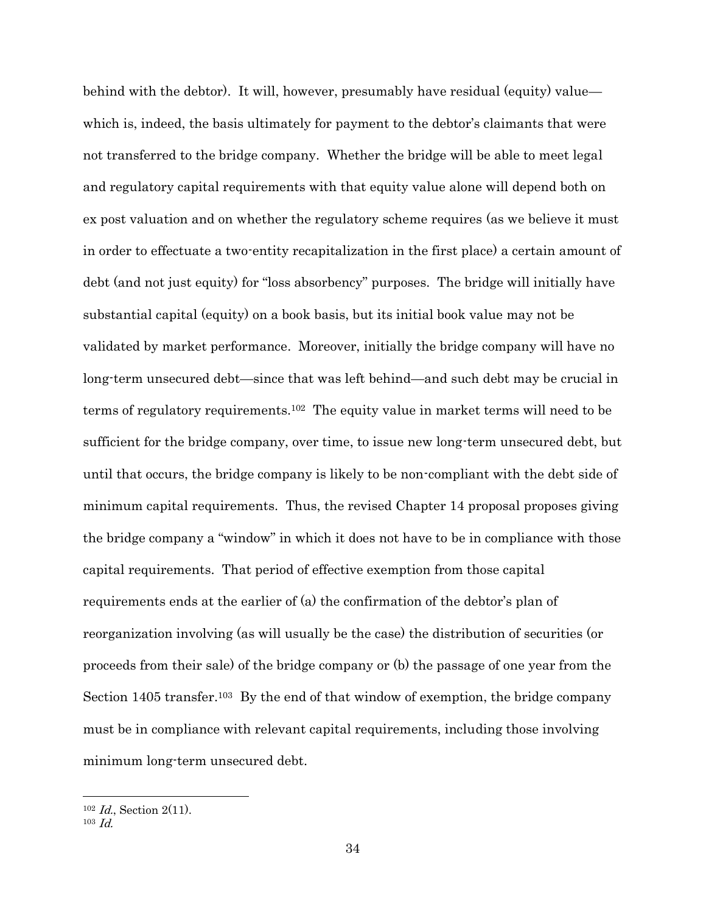behind with the debtor). It will, however, presumably have residual (equity) value—which is, indeed, the basis ultimately for payment to the debtor's claimants that were not transferred to the bridge company. Whether the bridge will be able to meet legal and regulatory capital requirements with that equity value alone will depend both on ex post valuation and on whether the regulatory scheme requires (as we believe it must in order to effectuate a two-entity recapitalization in the first place) a certain amount of debt (and not just equity) for "loss absorbency" purposes. The bridge will initially have substantial capital (equity) on a book basis, but its initial book value may not be validated by market performance. Moreover, initially the bridge company will have no long-term unsecured debt—since that was left behind—and such debt may be crucial in terms of regulatory requirements.[102] The equity value in market terms will need to be sufficient for the bridge company, over time, to issue new long-term unsecured debt, but until that occurs, the bridge company is likely to be non-compliant with the debt side of minimum capital requirements. Thus, the revised Chapter 14 proposal proposes giving the bridge company a "window" in which it does not have to be in compliance with those capital requirements. That period of effective exemption from those capital requirements ends at the earlier of (a) the confirmation of the debtor's plan of reorganization involving (as will usually be the case) the distribution of securities (or proceeds from their sale) of the bridge company or (b) the passage of one year from the Section 1405 transfer.[103] By the end of that window of exemption, the bridge company must be in compliance with relevant capital requirements, including those involving minimum long-term unsecured debt.

---

[102] *Id.*, Section 2(11).

[103] *Id.*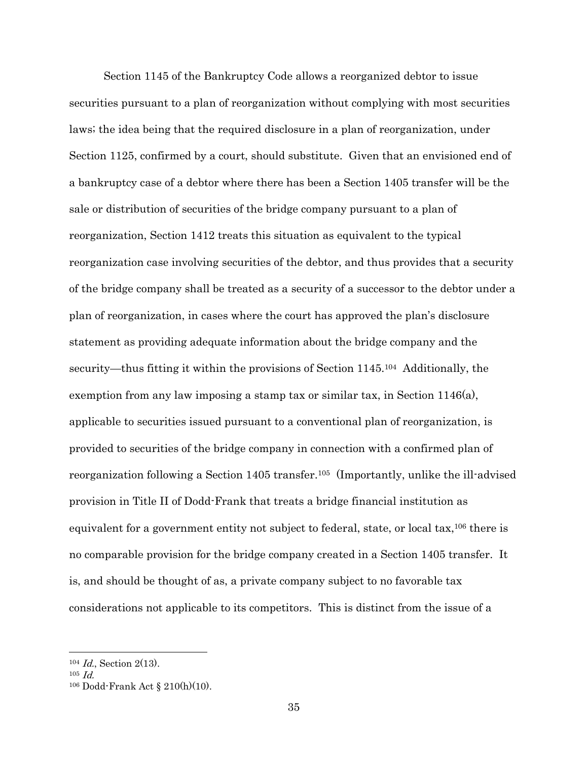Section 1145 of the Bankruptcy Code allows a reorganized debtor to issue securities pursuant to a plan of reorganization without complying with most securities laws; the idea being that the required disclosure in a plan of reorganization, under Section 1125, confirmed by a court, should substitute. Given that an envisioned end of a bankruptcy case of a debtor where there has been a Section 1405 transfer will be the sale or distribution of securities of the bridge company pursuant to a plan of reorganization, Section 1412 treats this situation as equivalent to the typical reorganization case involving securities of the debtor, and thus provides that a security of the bridge company shall be treated as a security of a successor to the debtor under a plan of reorganization, in cases where the court has approved the plan's disclosure statement as providing adequate information about the bridge company and the security—thus fitting it within the provisions of Section 1145.[104] Additionally, the exemption from any law imposing a stamp tax or similar tax, in Section 1146(a), applicable to securities issued pursuant to a conventional plan of reorganization, is provided to securities of the bridge company in connection with a confirmed plan of reorganization following a Section 1405 transfer.[105] (Importantly, unlike the ill-advised provision in Title II of Dodd-Frank that treats a bridge financial institution as equivalent for a government entity not subject to federal, state, or local tax,[106] there is no comparable provision for the bridge company created in a Section 1405 transfer. It is, and should be thought of as, a private company subject to no favorable tax considerations not applicable to its competitors. This is distinct from the issue of a

---

[104] *Id.*, Section 2(13).

[105] *Id.*

[106] Dodd-Frank Act § 210(h)(10).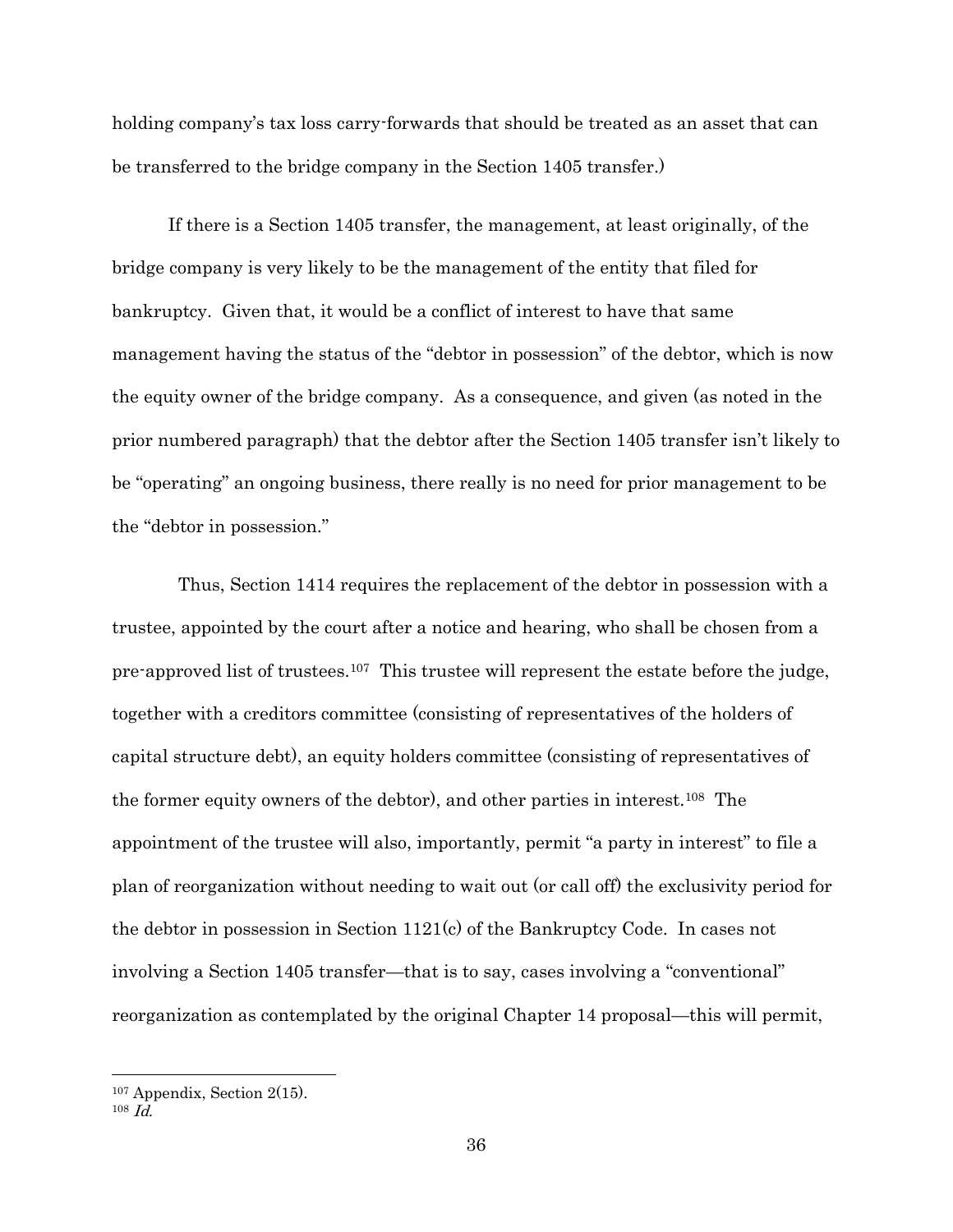holding company's tax loss carry-forwards that should be treated as an asset that can be transferred to the bridge company in the Section 1405 transfer.)

If there is a Section 1405 transfer, the management, at least originally, of the bridge company is very likely to be the management of the entity that filed for bankruptcy. Given that, it would be a conflict of interest to have that same management having the status of the "debtor in possession" of the debtor, which is now the equity owner of the bridge company. As a consequence, and given (as noted in the prior numbered paragraph) that the debtor after the Section 1405 transfer isn't likely to be "operating" an ongoing business, there really is no need for prior management to be the "debtor in possession."

Thus, Section 1414 requires the replacement of the debtor in possession with a trustee, appointed by the court after a notice and hearing, who shall be chosen from a pre-approved list of trustees.[107] This trustee will represent the estate before the judge, together with a creditors committee (consisting of representatives of the holders of capital structure debt), an equity holders committee (consisting of representatives of the former equity owners of the debtor), and other parties in interest.[108] The appointment of the trustee will also, importantly, permit "a party in interest" to file a plan of reorganization without needing to wait out (or call off) the exclusivity period for the debtor in possession in Section 1121(c) of the Bankruptcy Code. In cases not involving a Section 1405 transfer—that is to say, cases involving a "conventional" reorganization as contemplated by the original Chapter 14 proposal—this will permit,

---

[107] Appendix, Section 2(15).

[108] *Id.*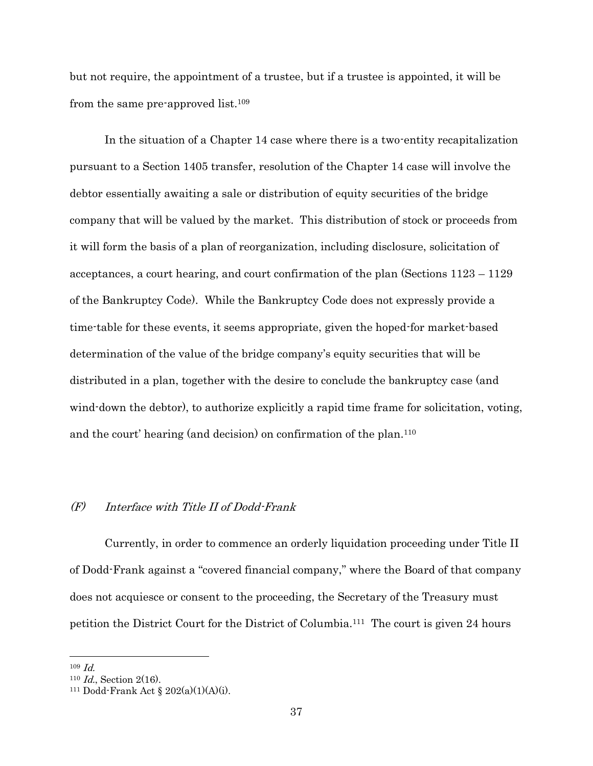but not require, the appointment of a trustee, but if a trustee is appointed, it will be from the same pre-approved list.[109]

In the situation of a Chapter 14 case where there is a two-entity recapitalization pursuant to a Section 1405 transfer, resolution of the Chapter 14 case will involve the debtor essentially awaiting a sale or distribution of equity securities of the bridge company that will be valued by the market. This distribution of stock or proceeds from it will form the basis of a plan of reorganization, including disclosure, solicitation of acceptances, a court hearing, and court confirmation of the plan (Sections 1123 – 1129 of the Bankruptcy Code). While the Bankruptcy Code does not expressly provide a time-table for these events, it seems appropriate, given the hoped-for market-based determination of the value of the bridge company's equity securities that will be distributed in a plan, together with the desire to conclude the bankruptcy case (and wind-down the debtor), to authorize explicitly a rapid time frame for solicitation, voting, and the court' hearing (and decision) on confirmation of the plan.[110]

### *(F) Interface with Title II of Dodd-Frank*

Currently, in order to commence an orderly liquidation proceeding under Title II of Dodd-Frank against a "covered financial company," where the Board of that company does not acquiesce or consent to the proceeding, the Secretary of the Treasury must petition the District Court for the District of Columbia.[111] The court is given 24 hours

---

[109] *Id.*

[110] *Id.*, Section 2(16).

[111] Dodd-Frank Act § 202(a)(1)(A)(i).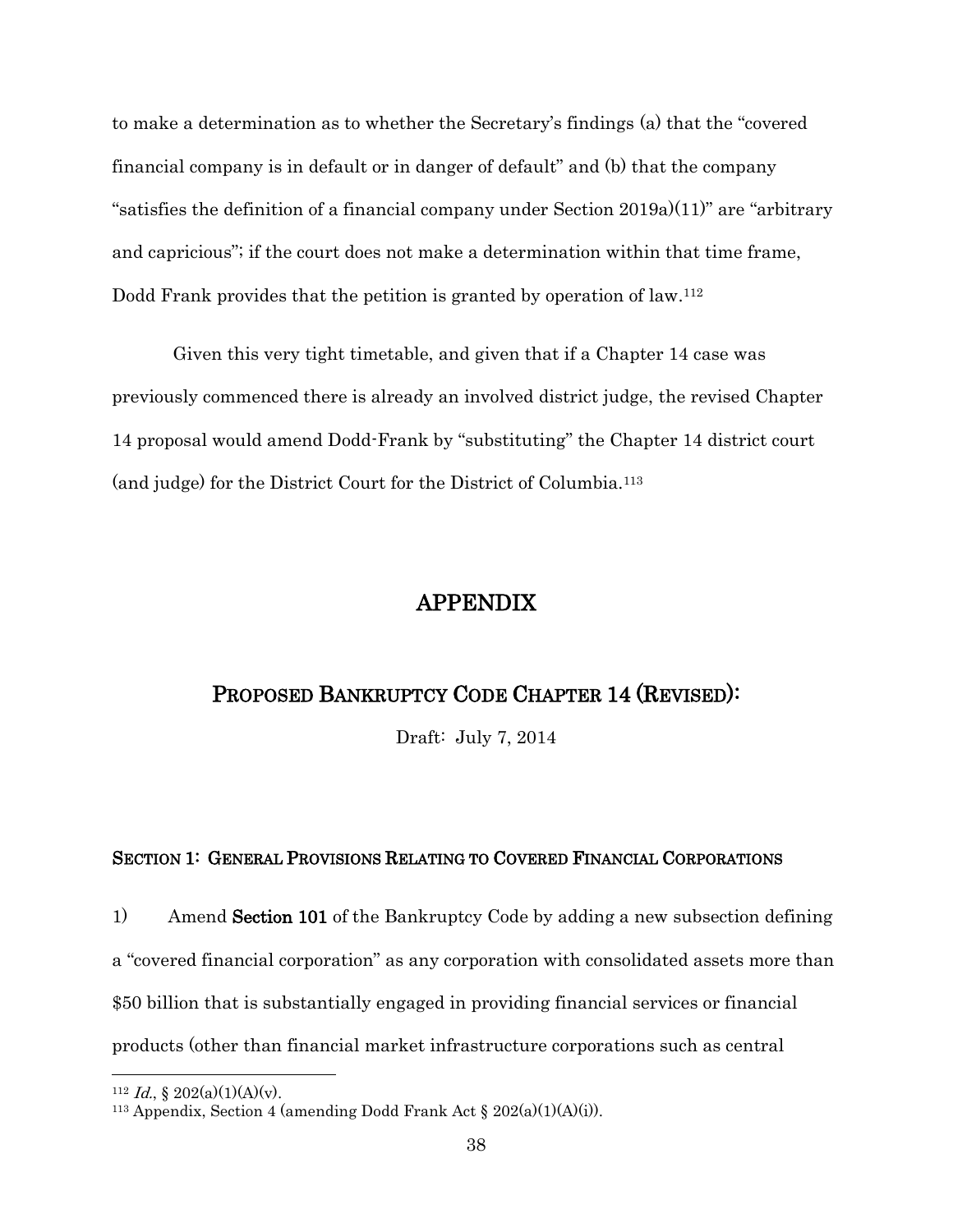to make a determination as to whether the Secretary's findings (a) that the "covered financial company is in default or in danger of default" and (b) that the company "satisfies the definition of a financial company under Section 2019a)(11)" are "arbitrary and capricious"; if the court does not make a determination within that time frame, Dodd Frank provides that the petition is granted by operation of law.[112]

Given this very tight timetable, and given that if a Chapter 14 case was previously commenced there is already an involved district judge, the revised Chapter 14 proposal would amend Dodd-Frank by "substituting" the Chapter 14 district court (and judge) for the District Court for the District of Columbia.[113]

# APPENDIX

## PROPOSED BANKRUPTCY CODE CHAPTER 14 (REVISED):

Draft: July 7, 2014

### SECTION 1: GENERAL PROVISIONS RELATING TO COVERED FINANCIAL CORPORATIONS

1) Amend **Section 101** of the Bankruptcy Code by adding a new subsection defining a "covered financial corporation" as any corporation with consolidated assets more than $50 billion that is substantially engaged in providing financial services or financial products (other than financial market infrastructure corporations such as central

---

[112] *Id.*, § 202(a)(1)(A)(v).

[113] Appendix, Section 4 (amending Dodd Frank Act § 202(a)(1)(A)(i)).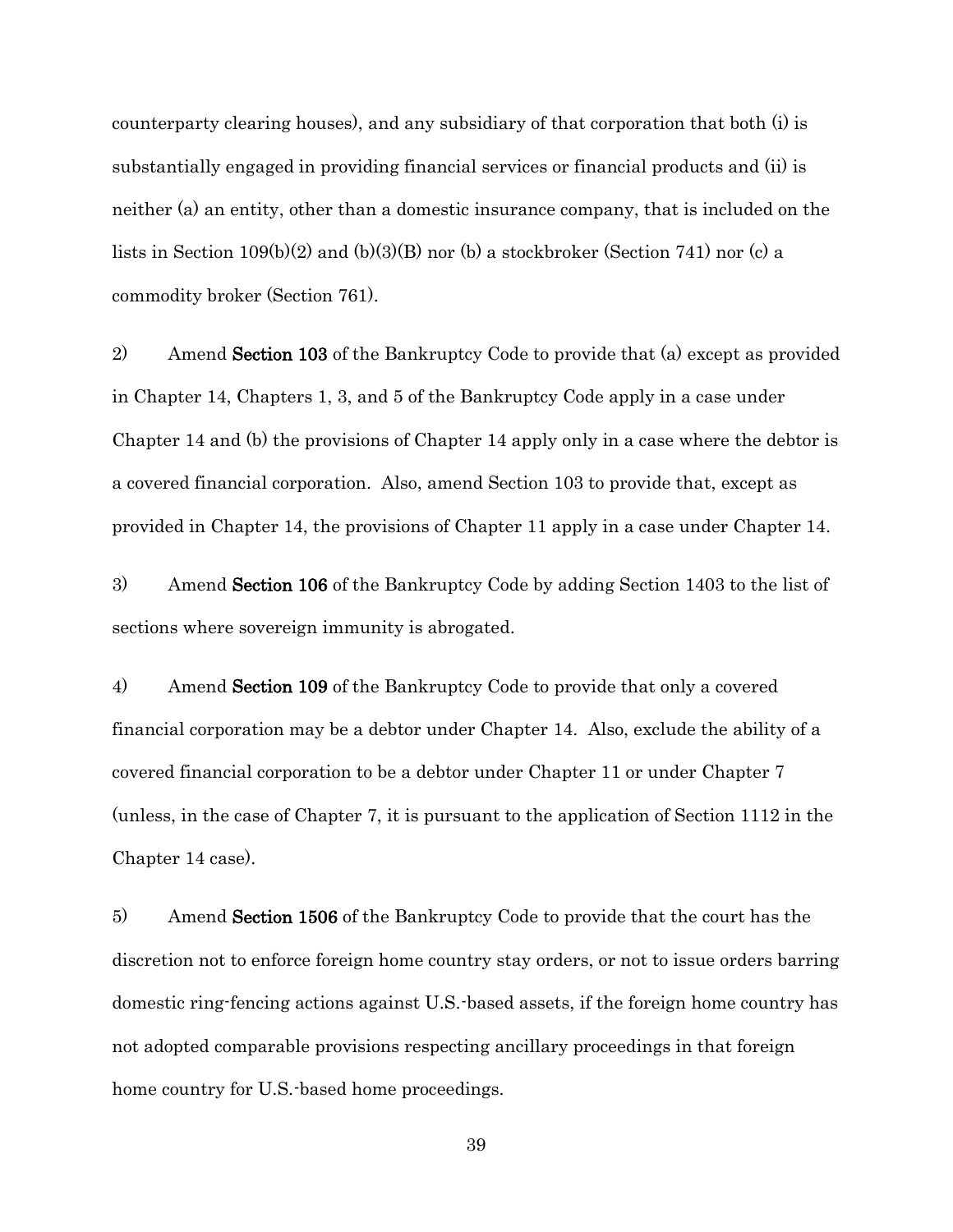counterparty clearing houses), and any subsidiary of that corporation that both (i) is substantially engaged in providing financial services or financial products and (ii) is neither (a) an entity, other than a domestic insurance company, that is included on the lists in Section 109(b)(2) and (b)(3)(B) nor (b) a stockbroker (Section 741) nor (c) a commodity broker (Section 761).

2) Amend **Section 103** of the Bankruptcy Code to provide that (a) except as provided in Chapter 14, Chapters 1, 3, and 5 of the Bankruptcy Code apply in a case under Chapter 14 and (b) the provisions of Chapter 14 apply only in a case where the debtor is a covered financial corporation. Also, amend Section 103 to provide that, except as provided in Chapter 14, the provisions of Chapter 11 apply in a case under Chapter 14.

3) Amend **Section 106** of the Bankruptcy Code by adding Section 1403 to the list of sections where sovereign immunity is abrogated.

4) Amend **Section 109** of the Bankruptcy Code to provide that only a covered financial corporation may be a debtor under Chapter 14. Also, exclude the ability of a covered financial corporation to be a debtor under Chapter 11 or under Chapter 7 (unless, in the case of Chapter 7, it is pursuant to the application of Section 1112 in the Chapter 14 case).

5) Amend **Section 1506** of the Bankruptcy Code to provide that the court has the discretion not to enforce foreign home country stay orders, or not to issue orders barring domestic ring-fencing actions against U.S.-based assets, if the foreign home country has not adopted comparable provisions respecting ancillary proceedings in that foreign home country for U.S.-based home proceedings.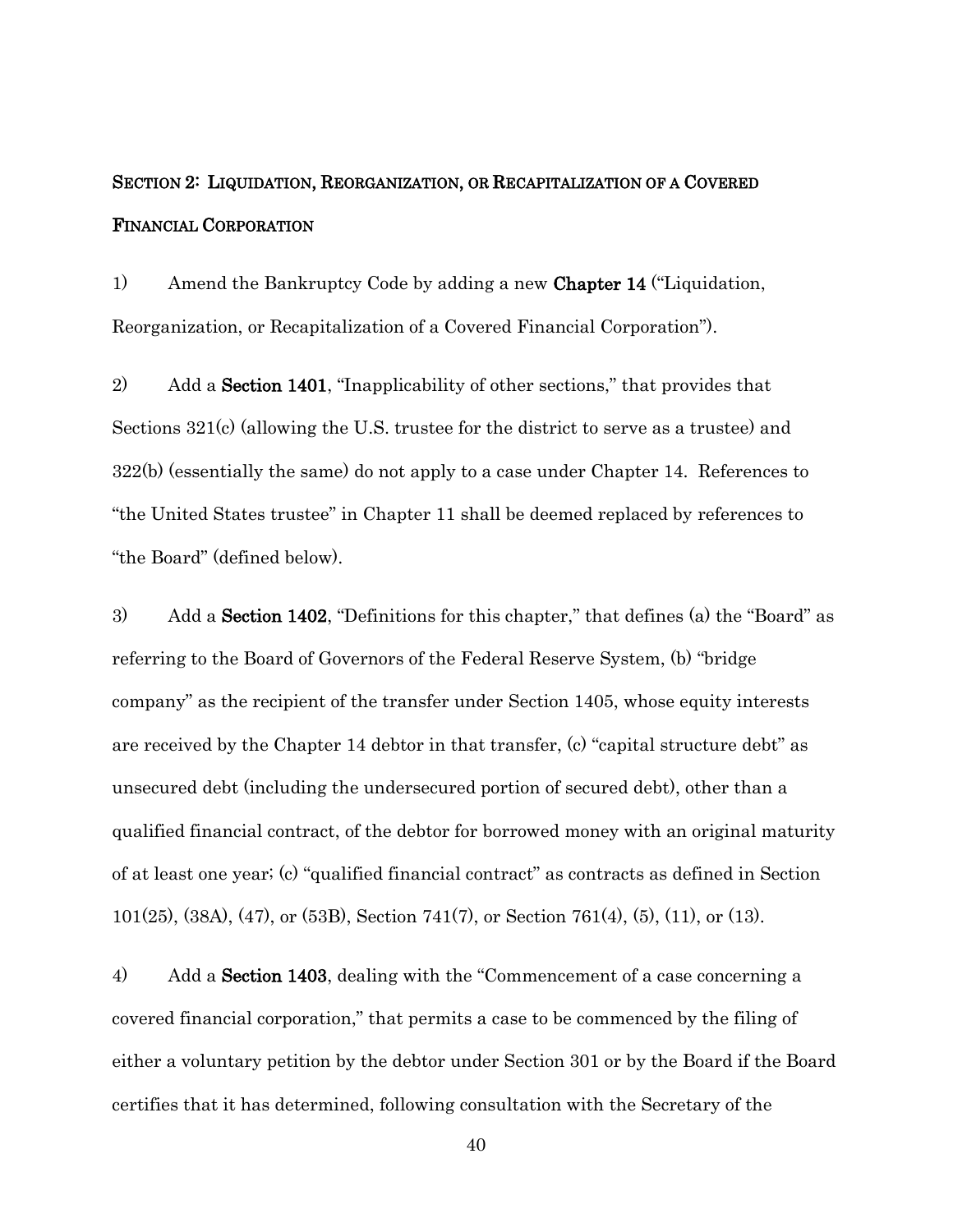## SECTION 2: LIQUIDATION, REORGANIZATION, OR RECAPITALIZATION OF A COVERED FINANCIAL CORPORATION

1) Amend the Bankruptcy Code by adding a new **Chapter 14** ("Liquidation, Reorganization, or Recapitalization of a Covered Financial Corporation").

2) Add a **Section 1401**, "Inapplicability of other sections," that provides that Sections 321(c) (allowing the U.S. trustee for the district to serve as a trustee) and 322(b) (essentially the same) do not apply to a case under Chapter 14. References to "the United States trustee" in Chapter 11 shall be deemed replaced by references to "the Board" (defined below).

3) Add a **Section 1402**, "Definitions for this chapter," that defines (a) the "Board" as referring to the Board of Governors of the Federal Reserve System, (b) "bridge company" as the recipient of the transfer under Section 1405, whose equity interests are received by the Chapter 14 debtor in that transfer, (c) "capital structure debt" as unsecured debt (including the undersecured portion of secured debt), other than a qualified financial contract, of the debtor for borrowed money with an original maturity of at least one year; (c) "qualified financial contract" as contracts as defined in Section 101(25), (38A), (47), or (53B), Section 741(7), or Section 761(4), (5), (11), or (13).

4) Add a **Section 1403**, dealing with the "Commencement of a case concerning a covered financial corporation," that permits a case to be commenced by the filing of either a voluntary petition by the debtor under Section 301 or by the Board if the Board certifies that it has determined, following consultation with the Secretary of the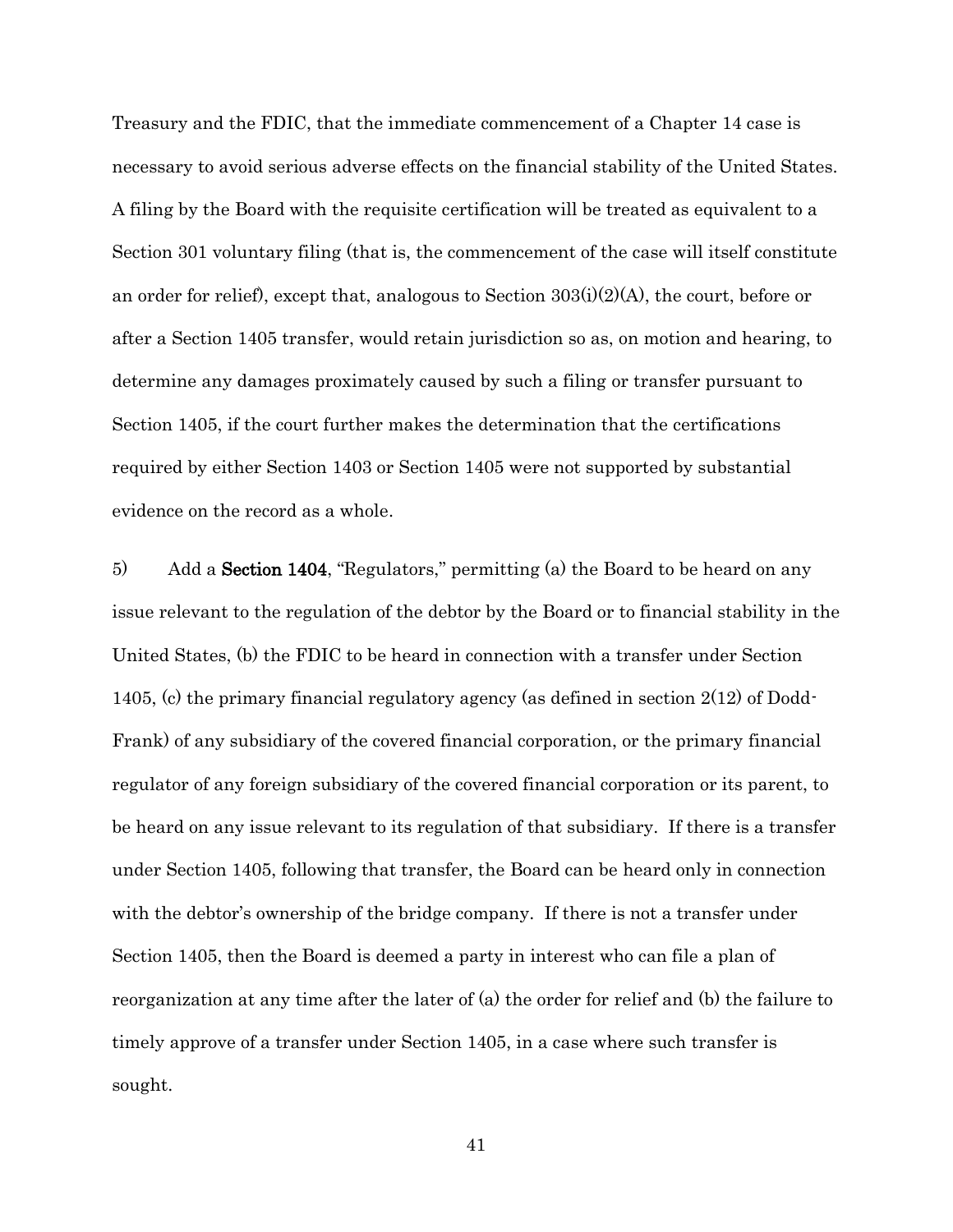Treasury and the FDIC, that the immediate commencement of a Chapter 14 case is necessary to avoid serious adverse effects on the financial stability of the United States. A filing by the Board with the requisite certification will be treated as equivalent to a Section 301 voluntary filing (that is, the commencement of the case will itself constitute an order for relief), except that, analogous to Section 303(i)(2)(A), the court, before or after a Section 1405 transfer, would retain jurisdiction so as, on motion and hearing, to determine any damages proximately caused by such a filing or transfer pursuant to Section 1405, if the court further makes the determination that the certifications required by either Section 1403 or Section 1405 were not supported by substantial evidence on the record as a whole.

5) Add a **Section 1404**, "Regulators," permitting (a) the Board to be heard on any issue relevant to the regulation of the debtor by the Board or to financial stability in the United States, (b) the FDIC to be heard in connection with a transfer under Section 1405, (c) the primary financial regulatory agency (as defined in section 2(12) of Dodd-Frank) of any subsidiary of the covered financial corporation, or the primary financial regulator of any foreign subsidiary of the covered financial corporation or its parent, to be heard on any issue relevant to its regulation of that subsidiary. If there is a transfer under Section 1405, following that transfer, the Board can be heard only in connection with the debtor's ownership of the bridge company. If there is not a transfer under Section 1405, then the Board is deemed a party in interest who can file a plan of reorganization at any time after the later of (a) the order for relief and (b) the failure to timely approve of a transfer under Section 1405, in a case where such transfer is sought.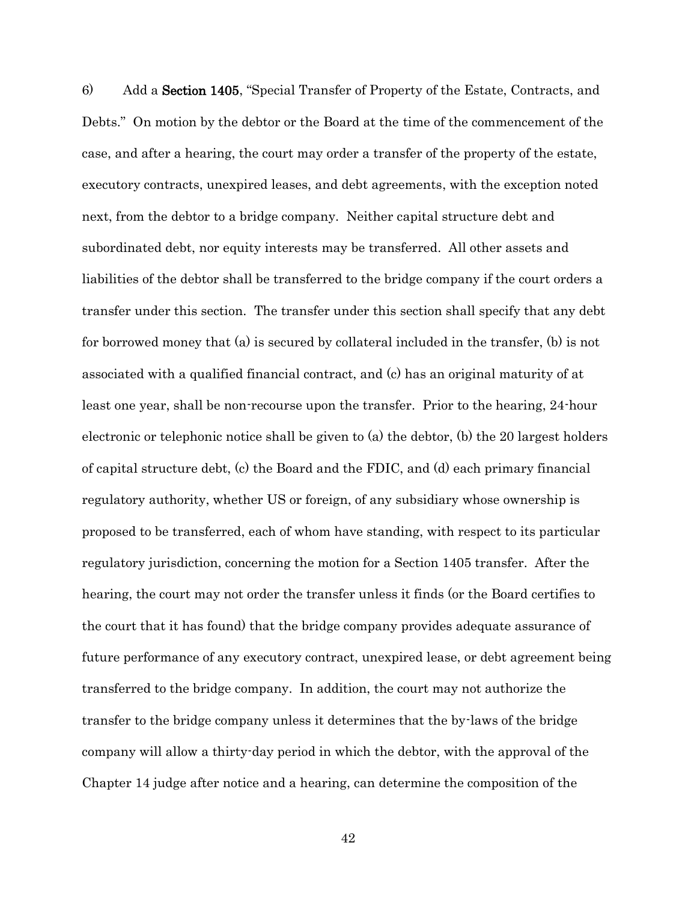6) Add a **Section 1405**, "Special Transfer of Property of the Estate, Contracts, and Debts." On motion by the debtor or the Board at the time of the commencement of the case, and after a hearing, the court may order a transfer of the property of the estate, executory contracts, unexpired leases, and debt agreements, with the exception noted next, from the debtor to a bridge company. Neither capital structure debt and subordinated debt, nor equity interests may be transferred. All other assets and liabilities of the debtor shall be transferred to the bridge company if the court orders a transfer under this section. The transfer under this section shall specify that any debt for borrowed money that (a) is secured by collateral included in the transfer, (b) is not associated with a qualified financial contract, and (c) has an original maturity of at least one year, shall be non-recourse upon the transfer. Prior to the hearing, 24-hour electronic or telephonic notice shall be given to (a) the debtor, (b) the 20 largest holders of capital structure debt, (c) the Board and the FDIC, and (d) each primary financial regulatory authority, whether US or foreign, of any subsidiary whose ownership is proposed to be transferred, each of whom have standing, with respect to its particular regulatory jurisdiction, concerning the motion for a Section 1405 transfer. After the hearing, the court may not order the transfer unless it finds (or the Board certifies to the court that it has found) that the bridge company provides adequate assurance of future performance of any executory contract, unexpired lease, or debt agreement being transferred to the bridge company. In addition, the court may not authorize the transfer to the bridge company unless it determines that the by-laws of the bridge company will allow a thirty-day period in which the debtor, with the approval of the Chapter 14 judge after notice and a hearing, can determine the composition of the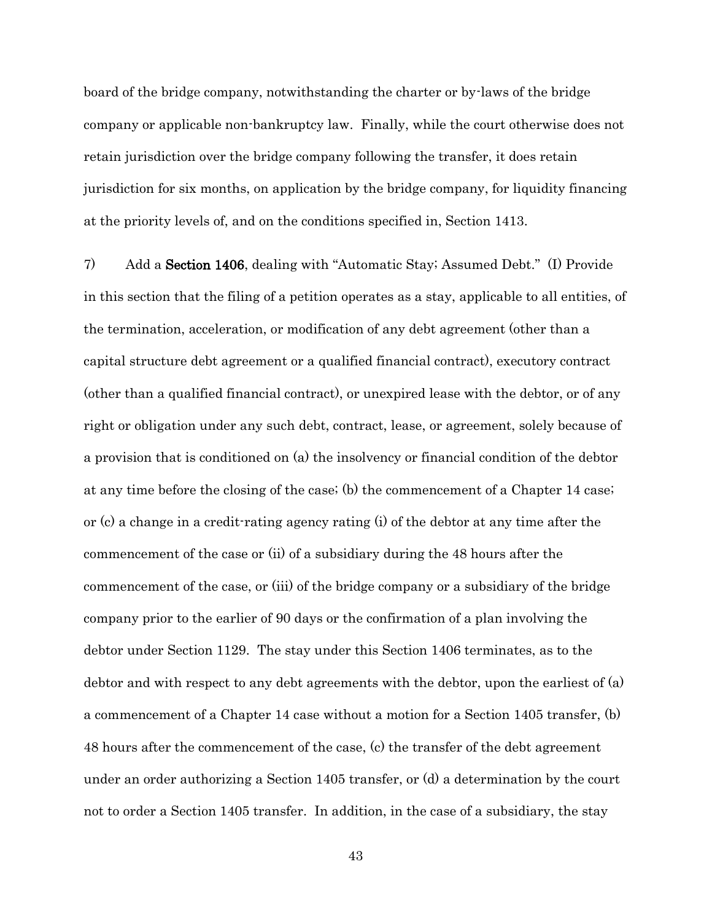board of the bridge company, notwithstanding the charter or by-laws of the bridge company or applicable non-bankruptcy law. Finally, while the court otherwise does not retain jurisdiction over the bridge company following the transfer, it does retain jurisdiction for six months, on application by the bridge company, for liquidity financing at the priority levels of, and on the conditions specified in, Section 1413.

7) Add a **Section 1406**, dealing with "Automatic Stay; Assumed Debt." (I) Provide in this section that the filing of a petition operates as a stay, applicable to all entities, of the termination, acceleration, or modification of any debt agreement (other than a capital structure debt agreement or a qualified financial contract), executory contract (other than a qualified financial contract), or unexpired lease with the debtor, or of any right or obligation under any such debt, contract, lease, or agreement, solely because of a provision that is conditioned on (a) the insolvency or financial condition of the debtor at any time before the closing of the case; (b) the commencement of a Chapter 14 case; or (c) a change in a credit-rating agency rating (i) of the debtor at any time after the commencement of the case or (ii) of a subsidiary during the 48 hours after the commencement of the case, or (iii) of the bridge company or a subsidiary of the bridge company prior to the earlier of 90 days or the confirmation of a plan involving the debtor under Section 1129. The stay under this Section 1406 terminates, as to the debtor and with respect to any debt agreements with the debtor, upon the earliest of (a) a commencement of a Chapter 14 case without a motion for a Section 1405 transfer, (b) 48 hours after the commencement of the case, (c) the transfer of the debt agreement under an order authorizing a Section 1405 transfer, or (d) a determination by the court not to order a Section 1405 transfer. In addition, in the case of a subsidiary, the stay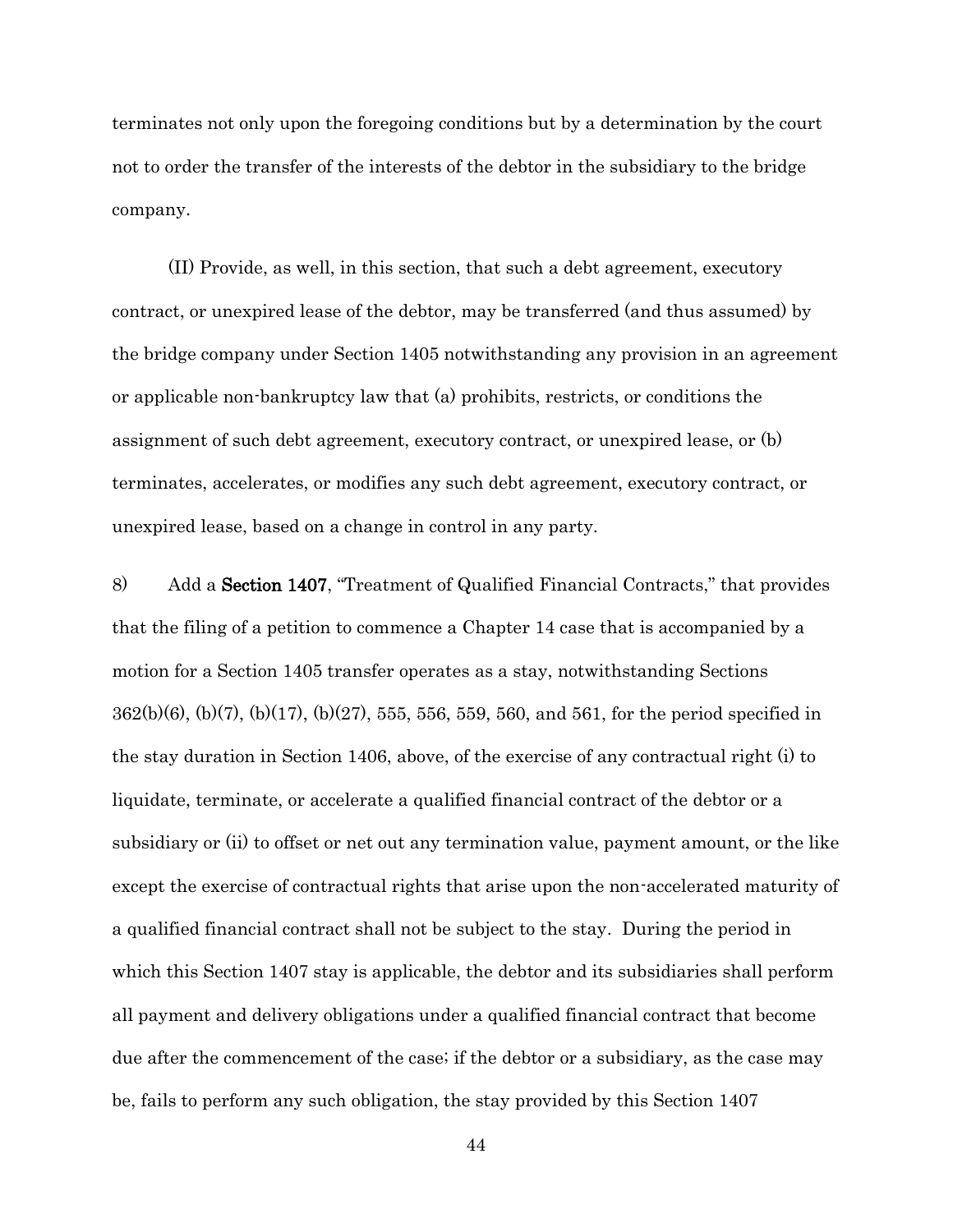terminates not only upon the foregoing conditions but by a determination by the court not to order the transfer of the interests of the debtor in the subsidiary to the bridge company.

(II) Provide, as well, in this section, that such a debt agreement, executory contract, or unexpired lease of the debtor, may be transferred (and thus assumed) by the bridge company under Section 1405 notwithstanding any provision in an agreement or applicable non-bankruptcy law that (a) prohibits, restricts, or conditions the assignment of such debt agreement, executory contract, or unexpired lease, or (b) terminates, accelerates, or modifies any such debt agreement, executory contract, or unexpired lease, based on a change in control in any party.

8) Add a **Section 1407**, "Treatment of Qualified Financial Contracts," that provides that the filing of a petition to commence a Chapter 14 case that is accompanied by a motion for a Section 1405 transfer operates as a stay, notwithstanding Sections 362(b)(6), (b)(7), (b)(17), (b)(27), 555, 556, 559, 560, and 561, for the period specified in the stay duration in Section 1406, above, of the exercise of any contractual right (i) to liquidate, terminate, or accelerate a qualified financial contract of the debtor or a subsidiary or (ii) to offset or net out any termination value, payment amount, or the like except the exercise of contractual rights that arise upon the non-accelerated maturity of a qualified financial contract shall not be subject to the stay. During the period in which this Section 1407 stay is applicable, the debtor and its subsidiaries shall perform all payment and delivery obligations under a qualified financial contract that become due after the commencement of the case; if the debtor or a subsidiary, as the case may be, fails to perform any such obligation, the stay provided by this Section 1407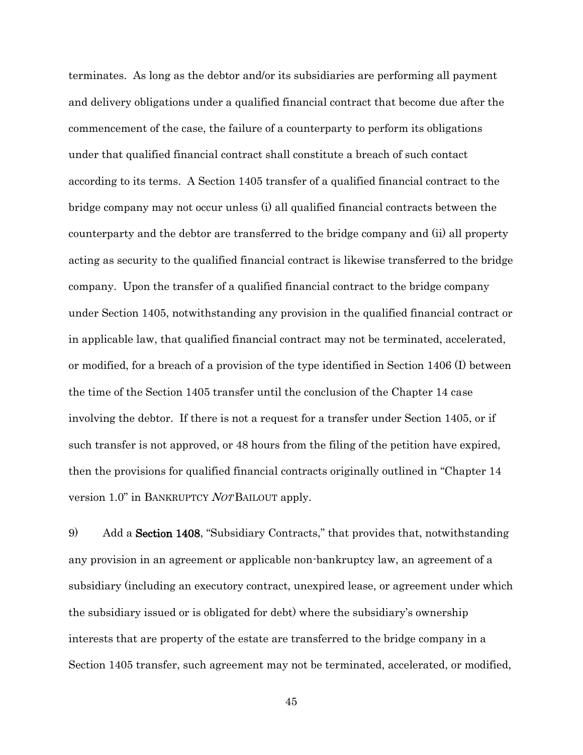terminates. As long as the debtor and/or its subsidiaries are performing all payment and delivery obligations under a qualified financial contract that become due after the commencement of the case, the failure of a counterparty to perform its obligations under that qualified financial contract shall constitute a breach of such contact according to its terms. A Section 1405 transfer of a qualified financial contract to the bridge company may not occur unless (i) all qualified financial contracts between the counterparty and the debtor are transferred to the bridge company and (ii) all property acting as security to the qualified financial contract is likewise transferred to the bridge company. Upon the transfer of a qualified financial contract to the bridge company under Section 1405, notwithstanding any provision in the qualified financial contract or in applicable law, that qualified financial contract may not be terminated, accelerated, or modified, for a breach of a provision of the type identified in Section 1406 (I) between the time of the Section 1405 transfer until the conclusion of the Chapter 14 case involving the debtor. If there is not a request for a transfer under Section 1405, or if such transfer is not approved, or 48 hours from the filing of the petition have expired, then the provisions for qualified financial contracts originally outlined in "Chapter 14 version 1.0" in BANKRUPTCY *NOT* BAILOUT apply.

9) Add a **Section 1408**, "Subsidiary Contracts," that provides that, notwithstanding any provision in an agreement or applicable non-bankruptcy law, an agreement of a subsidiary (including an executory contract, unexpired lease, or agreement under which the subsidiary issued or is obligated for debt) where the subsidiary's ownership interests that are property of the estate are transferred to the bridge company in a Section 1405 transfer, such agreement may not be terminated, accelerated, or modified,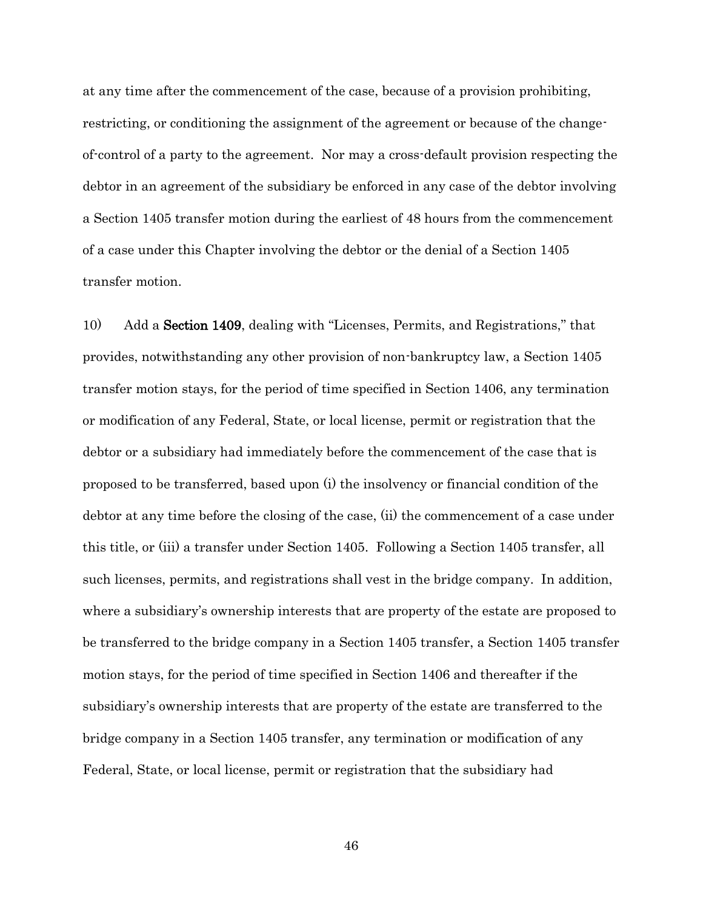at any time after the commencement of the case, because of a provision prohibiting, restricting, or conditioning the assignment of the agreement or because of the change-of-control of a party to the agreement. Nor may a cross-default provision respecting the debtor in an agreement of the subsidiary be enforced in any case of the debtor involving a Section 1405 transfer motion during the earliest of 48 hours from the commencement of a case under this Chapter involving the debtor or the denial of a Section 1405 transfer motion.

10) Add a **Section 1409**, dealing with "Licenses, Permits, and Registrations," that provides, notwithstanding any other provision of non-bankruptcy law, a Section 1405 transfer motion stays, for the period of time specified in Section 1406, any termination or modification of any Federal, State, or local license, permit or registration that the debtor or a subsidiary had immediately before the commencement of the case that is proposed to be transferred, based upon (i) the insolvency or financial condition of the debtor at any time before the closing of the case, (ii) the commencement of a case under this title, or (iii) a transfer under Section 1405. Following a Section 1405 transfer, all such licenses, permits, and registrations shall vest in the bridge company. In addition, where a subsidiary's ownership interests that are property of the estate are proposed to be transferred to the bridge company in a Section 1405 transfer, a Section 1405 transfer motion stays, for the period of time specified in Section 1406 and thereafter if the subsidiary's ownership interests that are property of the estate are transferred to the bridge company in a Section 1405 transfer, any termination or modification of any Federal, State, or local license, permit or registration that the subsidiary had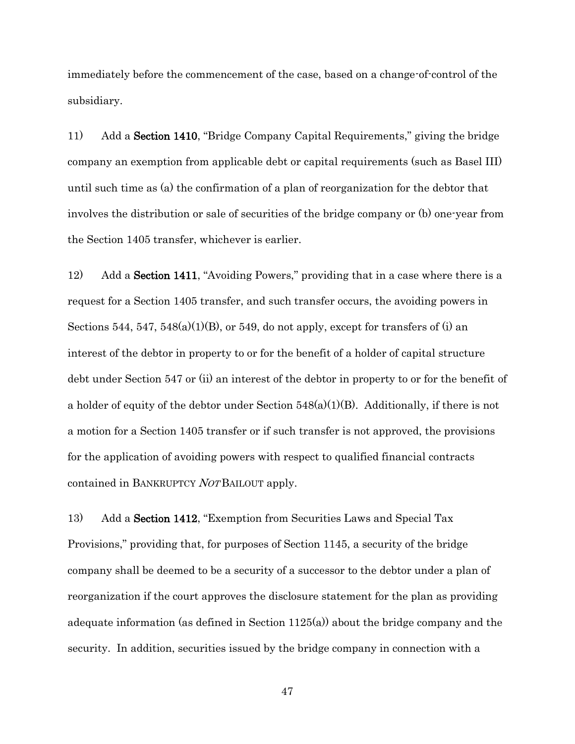immediately before the commencement of the case, based on a change-of-control of the subsidiary.

11) Add a **Section 1410**, "Bridge Company Capital Requirements," giving the bridge company an exemption from applicable debt or capital requirements (such as Basel III) until such time as (a) the confirmation of a plan of reorganization for the debtor that involves the distribution or sale of securities of the bridge company or (b) one-year from the Section 1405 transfer, whichever is earlier.

12) Add a **Section 1411**, "Avoiding Powers," providing that in a case where there is a request for a Section 1405 transfer, and such transfer occurs, the avoiding powers in Sections 544, 547, 548(a)(1)(B), or 549, do not apply, except for transfers of (i) an interest of the debtor in property to or for the benefit of a holder of capital structure debt under Section 547 or (ii) an interest of the debtor in property to or for the benefit of a holder of equity of the debtor under Section 548(a)(1)(B). Additionally, if there is not a motion for a Section 1405 transfer or if such transfer is not approved, the provisions for the application of avoiding powers with respect to qualified financial contracts contained in BANKRUPTCY *NOT* BAILOUT apply.

13) Add a **Section 1412**, "Exemption from Securities Laws and Special Tax Provisions," providing that, for purposes of Section 1145, a security of the bridge company shall be deemed to be a security of a successor to the debtor under a plan of reorganization if the court approves the disclosure statement for the plan as providing adequate information (as defined in Section 1125(a)) about the bridge company and the security. In addition, securities issued by the bridge company in connection with a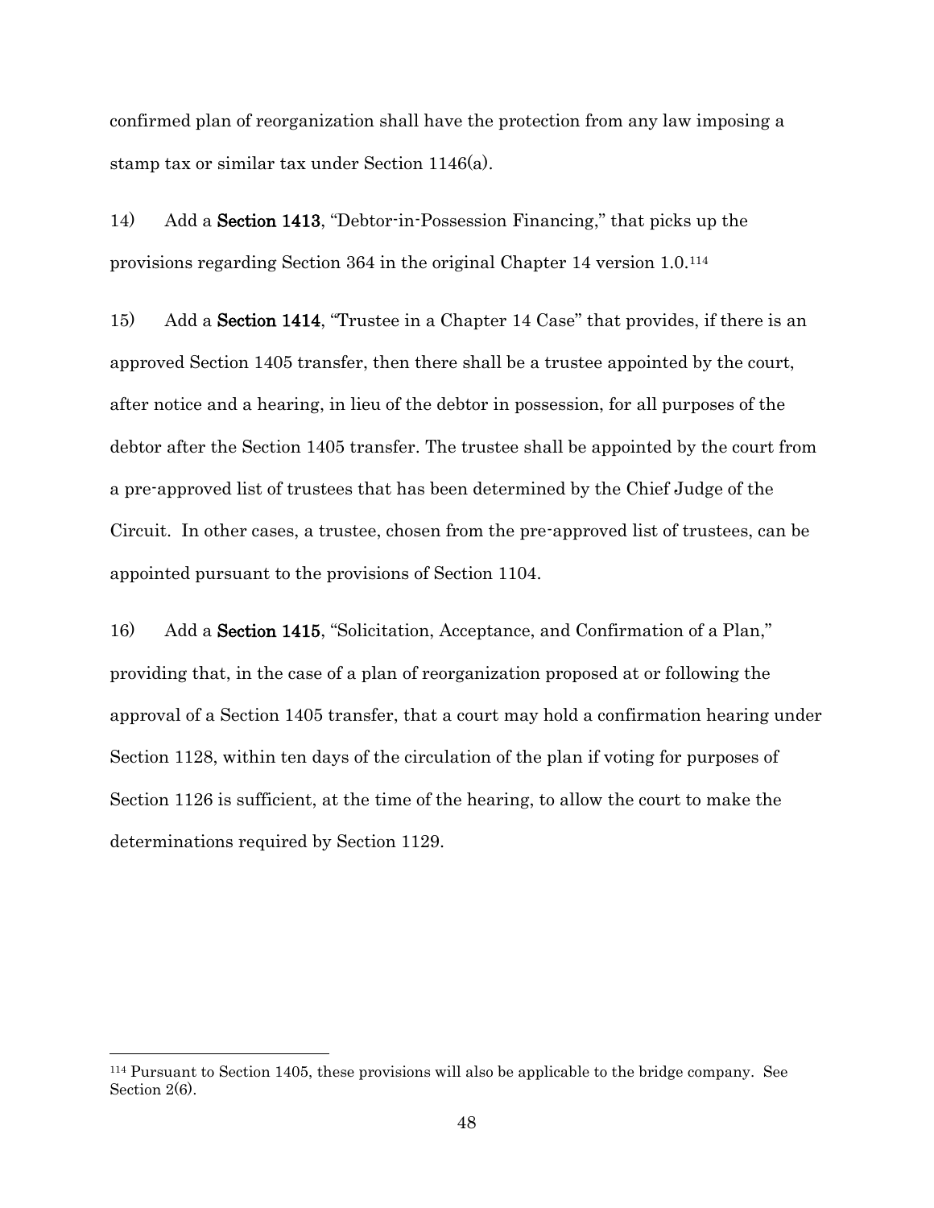confirmed plan of reorganization shall have the protection from any law imposing a stamp tax or similar tax under Section 1146(a).

14) Add a **Section 1413**, "Debtor-in-Possession Financing," that picks up the provisions regarding Section 364 in the original Chapter 14 version 1.0.[114]

15) Add a **Section 1414**, "Trustee in a Chapter 14 Case" that provides, if there is an approved Section 1405 transfer, then there shall be a trustee appointed by the court, after notice and a hearing, in lieu of the debtor in possession, for all purposes of the debtor after the Section 1405 transfer. The trustee shall be appointed by the court from a pre-approved list of trustees that has been determined by the Chief Judge of the Circuit. In other cases, a trustee, chosen from the pre-approved list of trustees, can be appointed pursuant to the provisions of Section 1104.

16) Add a **Section 1415**, "Solicitation, Acceptance, and Confirmation of a Plan," providing that, in the case of a plan of reorganization proposed at or following the approval of a Section 1405 transfer, that a court may hold a confirmation hearing under Section 1128, within ten days of the circulation of the plan if voting for purposes of Section 1126 is sufficient, at the time of the hearing, to allow the court to make the determinations required by Section 1129.

---

[114] Pursuant to Section 1405, these provisions will also be applicable to the bridge company. See Section 2(6).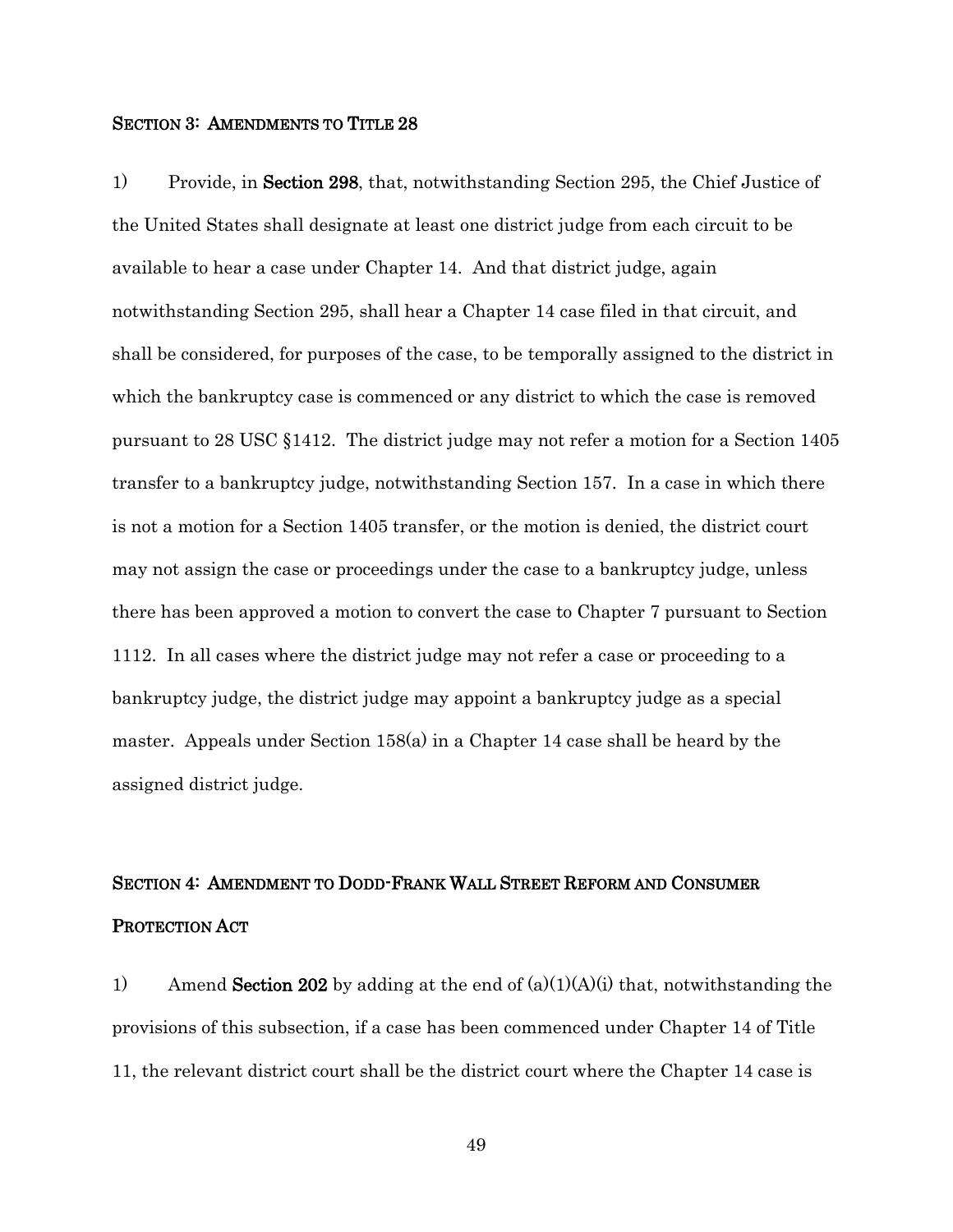## Section 3: Amendments to Title 28

1) Provide, in **Section 298**, that, notwithstanding Section 295, the Chief Justice of the United States shall designate at least one district judge from each circuit to be available to hear a case under Chapter 14. And that district judge, again notwithstanding Section 295, shall hear a Chapter 14 case filed in that circuit, and shall be considered, for purposes of the case, to be temporally assigned to the district in which the bankruptcy case is commenced or any district to which the case is removed pursuant to 28 USC §1412. The district judge may not refer a motion for a Section 1405 transfer to a bankruptcy judge, notwithstanding Section 157. In a case in which there is not a motion for a Section 1405 transfer, or the motion is denied, the district court may not assign the case or proceedings under the case to a bankruptcy judge, unless there has been approved a motion to convert the case to Chapter 7 pursuant to Section 1112. In all cases where the district judge may not refer a case or proceeding to a bankruptcy judge, the district judge may appoint a bankruptcy judge as a special master. Appeals under Section 158(a) in a Chapter 14 case shall be heard by the assigned district judge.

## Section 4: Amendment to Dodd-Frank Wall Street Reform and Consumer Protection Act

1) Amend **Section 202** by adding at the end of (a)(1)(A)(i) that, notwithstanding the provisions of this subsection, if a case has been commenced under Chapter 14 of Title 11, the relevant district court shall be the district court where the Chapter 14 case is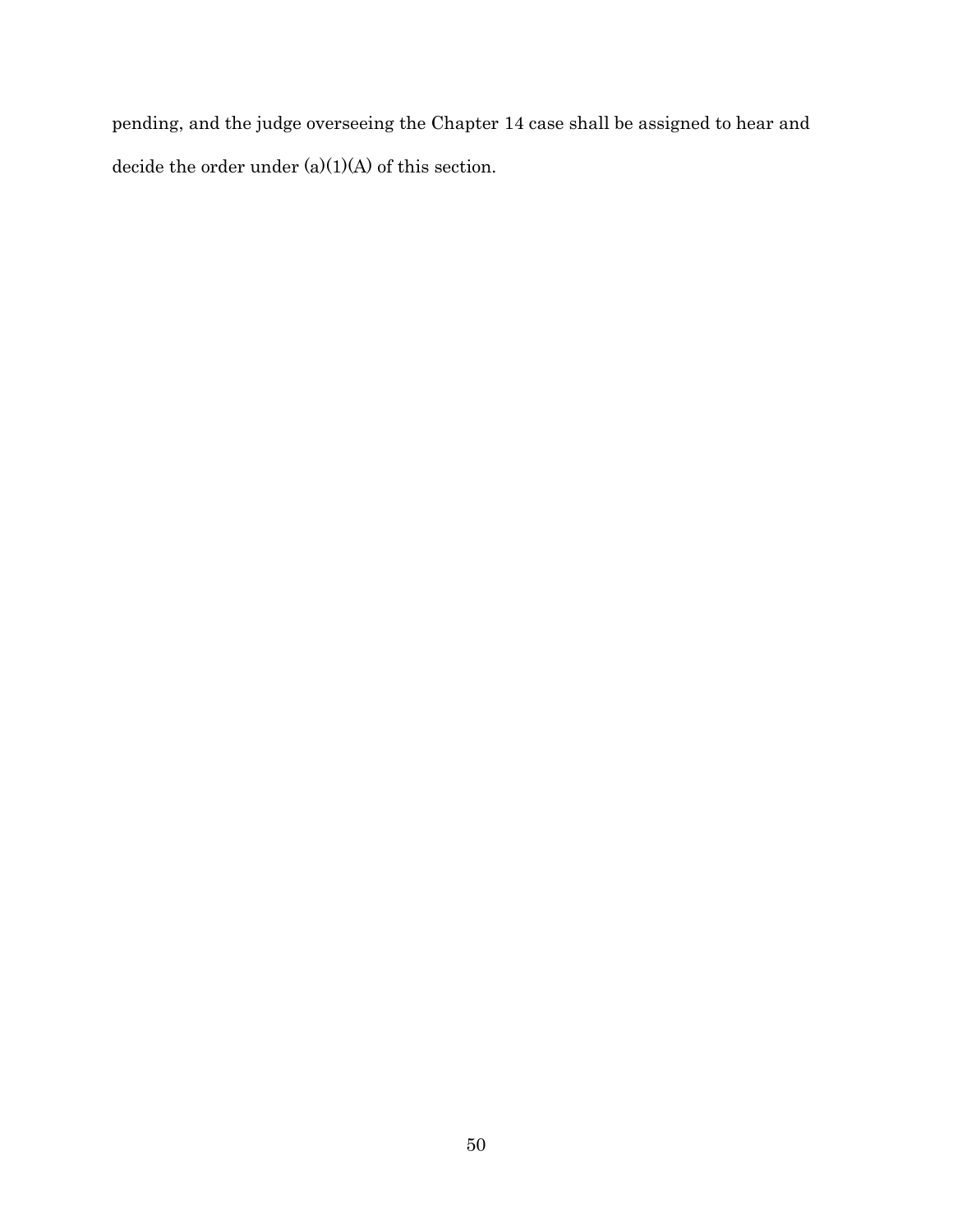pending, and the judge overseeing the Chapter 14 case shall be assigned to hear and decide the order under (a)(1)(A) of this section.